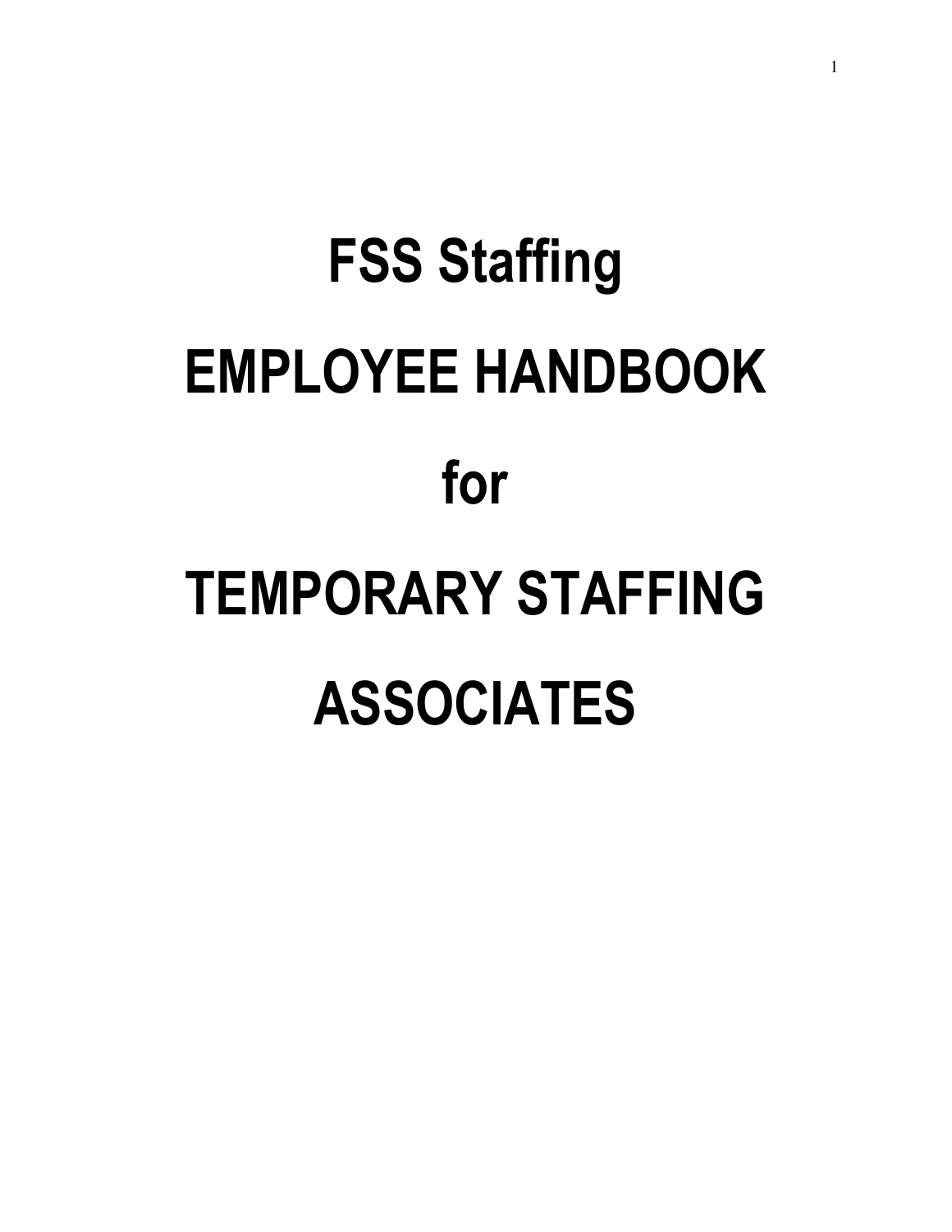# FSS Staffing

# EMPLOYEE HANDBOOK

# for

# TEMPORARY STAFFING

# ASSOCIATES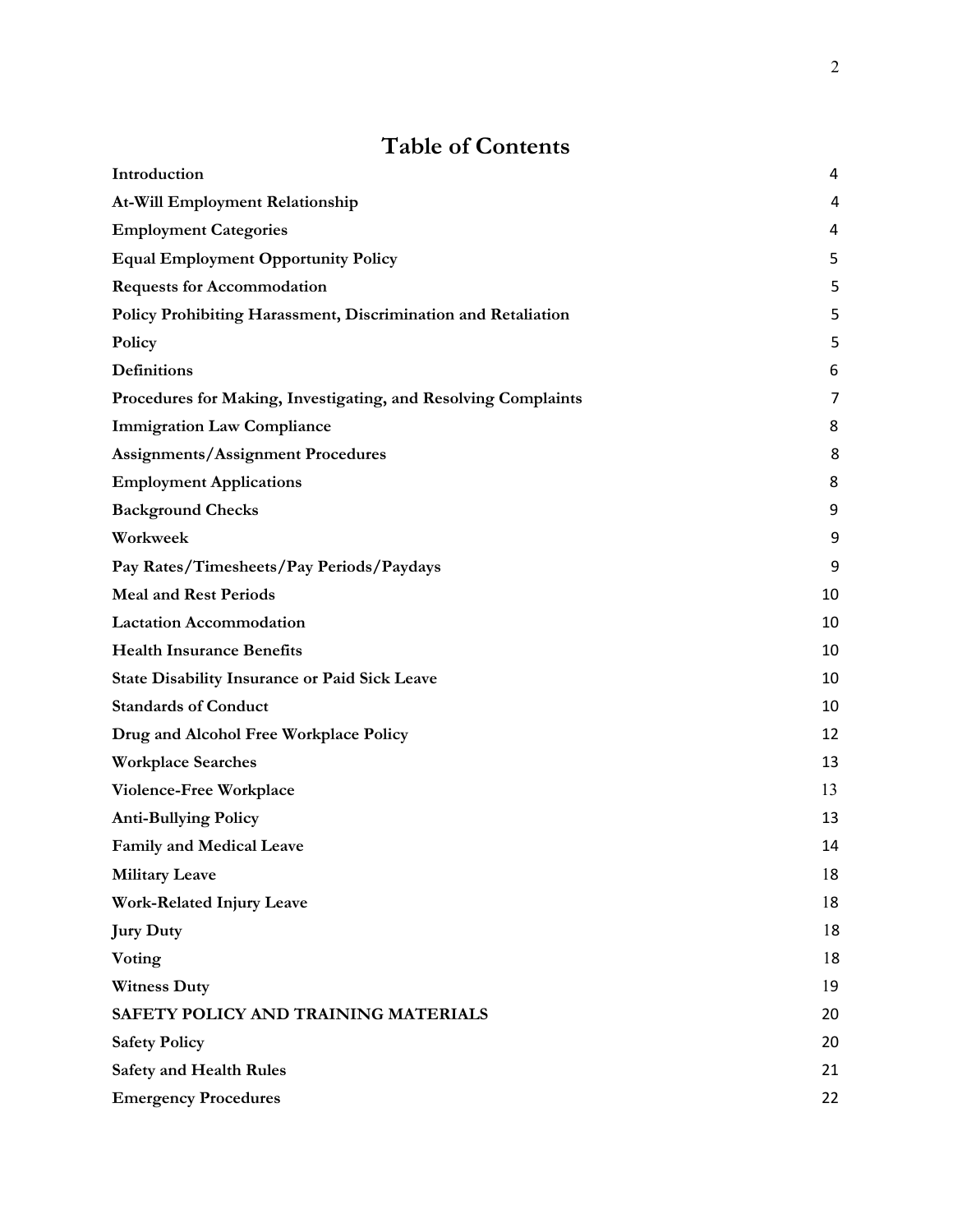# Table of Contents

| | |
|---|---|
| **Introduction** | 4 |
| **At-Will Employment Relationship** | 4 |
| **Employment Categories** | 4 |
| **Equal Employment Opportunity Policy** | 5 |
| **Requests for Accommodation** | 5 |
| **Policy Prohibiting Harassment, Discrimination and Retaliation** | 5 |
| **Policy** | 5 |
| **Definitions** | 6 |
| **Procedures for Making, Investigating, and Resolving Complaints** | 7 |
| **Immigration Law Compliance** | 8 |
| **Assignments/Assignment Procedures** | 8 |
| **Employment Applications** | 8 |
| **Background Checks** | 9 |
| **Workweek** | 9 |
| **Pay Rates/Timesheets/Pay Periods/Paydays** | 9 |
| **Meal and Rest Periods** | 10 |
| **Lactation Accommodation** | 10 |
| **Health Insurance Benefits** | 10 |
| **State Disability Insurance or Paid Sick Leave** | 10 |
| **Standards of Conduct** | 10 |
| **Drug and Alcohol Free Workplace Policy** | 12 |
| **Workplace Searches** | 13 |
| **Violence-Free Workplace** | 13 |
| **Anti-Bullying Policy** | 13 |
| **Family and Medical Leave** | 14 |
| **Military Leave** | 18 |
| **Work-Related Injury Leave** | 18 |
| **Jury Duty** | 18 |
| **Voting** | 18 |
| **Witness Duty** | 19 |
| **SAFETY POLICY AND TRAINING MATERIALS** | 20 |
| **Safety Policy** | 20 |
| **Safety and Health Rules** | 21 |
| **Emergency Procedures** | 22 |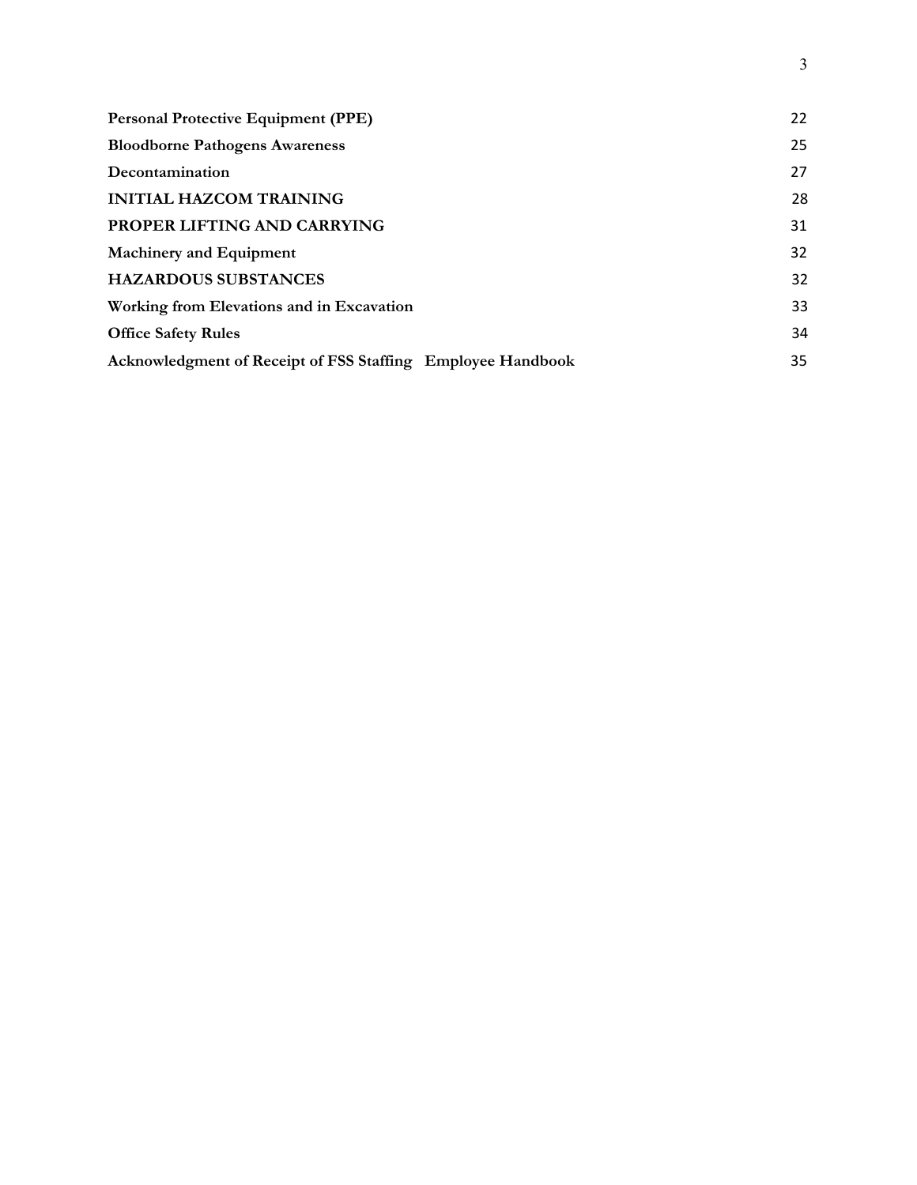| | |
|---|---|
| **Personal Protective Equipment (PPE)** | 22 |
| **Bloodborne Pathogens Awareness** | 25 |
| **Decontamination** | 27 |
| **INITIAL HAZCOM TRAINING** | 28 |
| **PROPER LIFTING AND CARRYING** | 31 |
| **Machinery and Equipment** | 32 |
| **HAZARDOUS SUBSTANCES** | 32 |
| **Working from Elevations and in Excavation** | 33 |
| **Office Safety Rules** | 34 |
| **Acknowledgment of Receipt of FSS Staffing Employee Handbook** | 35 |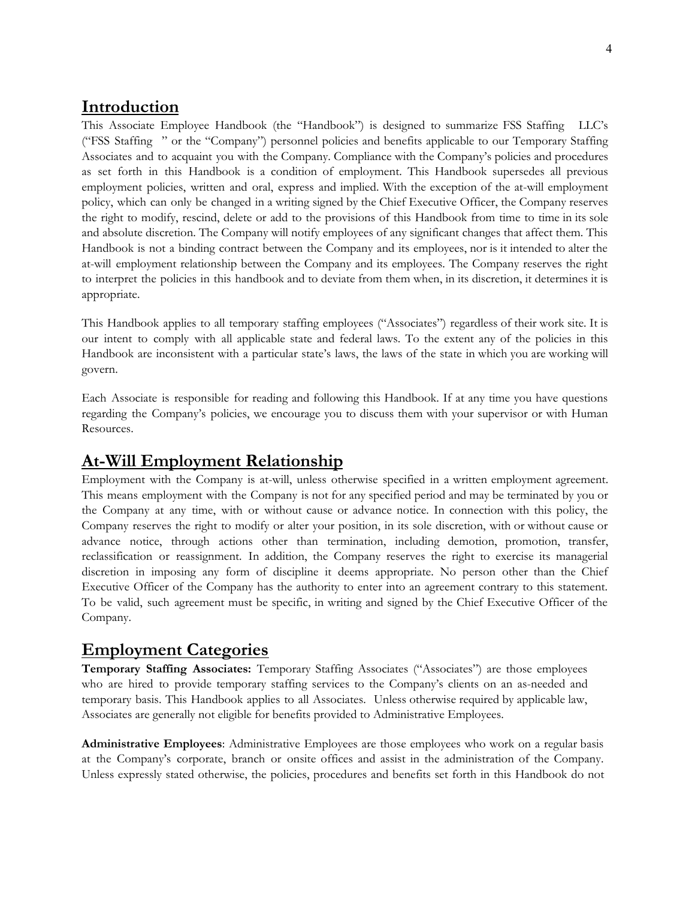## Introduction

This Associate Employee Handbook (the "Handbook") is designed to summarize FSS Staffing LLC's ("FSS Staffing " or the "Company") personnel policies and benefits applicable to our Temporary Staffing Associates and to acquaint you with the Company. Compliance with the Company's policies and procedures as set forth in this Handbook is a condition of employment. This Handbook supersedes all previous employment policies, written and oral, express and implied. With the exception of the at-will employment policy, which can only be changed in a writing signed by the Chief Executive Officer, the Company reserves the right to modify, rescind, delete or add to the provisions of this Handbook from time to time in its sole and absolute discretion. The Company will notify employees of any significant changes that affect them. This Handbook is not a binding contract between the Company and its employees, nor is it intended to alter the at-will employment relationship between the Company and its employees. The Company reserves the right to interpret the policies in this handbook and to deviate from them when, in its discretion, it determines it is appropriate.

This Handbook applies to all temporary staffing employees ("Associates") regardless of their work site. It is our intent to comply with all applicable state and federal laws. To the extent any of the policies in this Handbook are inconsistent with a particular state's laws, the laws of the state in which you are working will govern.

Each Associate is responsible for reading and following this Handbook. If at any time you have questions regarding the Company's policies, we encourage you to discuss them with your supervisor or with Human Resources.

## At-Will Employment Relationship

Employment with the Company is at-will, unless otherwise specified in a written employment agreement. This means employment with the Company is not for any specified period and may be terminated by you or the Company at any time, with or without cause or advance notice. In connection with this policy, the Company reserves the right to modify or alter your position, in its sole discretion, with or without cause or advance notice, through actions other than termination, including demotion, promotion, transfer, reclassification or reassignment. In addition, the Company reserves the right to exercise its managerial discretion in imposing any form of discipline it deems appropriate. No person other than the Chief Executive Officer of the Company has the authority to enter into an agreement contrary to this statement. To be valid, such agreement must be specific, in writing and signed by the Chief Executive Officer of the Company.

## Employment Categories

**Temporary Staffing Associates:** Temporary Staffing Associates ("Associates") are those employees who are hired to provide temporary staffing services to the Company's clients on an as-needed and temporary basis. This Handbook applies to all Associates. Unless otherwise required by applicable law, Associates are generally not eligible for benefits provided to Administrative Employees.

**Administrative Employees**: Administrative Employees are those employees who work on a regular basis at the Company's corporate, branch or onsite offices and assist in the administration of the Company. Unless expressly stated otherwise, the policies, procedures and benefits set forth in this Handbook do not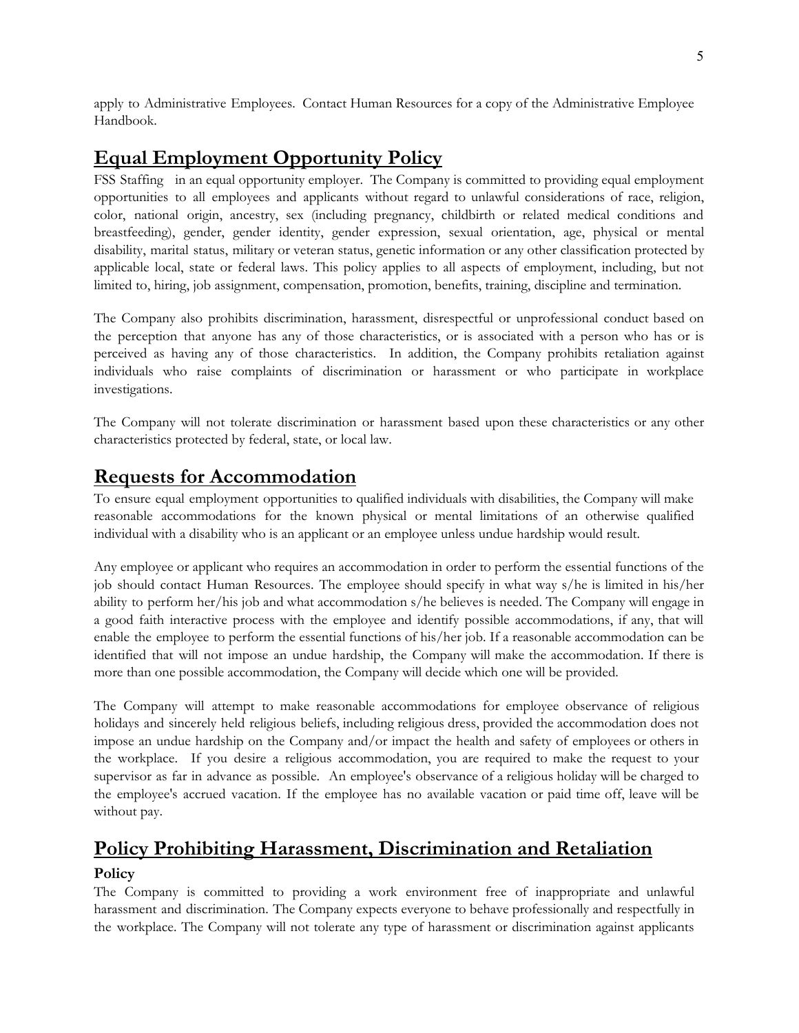apply to Administrative Employees. Contact Human Resources for a copy of the Administrative Employee Handbook.

## Equal Employment Opportunity Policy

FSS Staffing in an equal opportunity employer. The Company is committed to providing equal employment opportunities to all employees and applicants without regard to unlawful considerations of race, religion, color, national origin, ancestry, sex (including pregnancy, childbirth or related medical conditions and breastfeeding), gender, gender identity, gender expression, sexual orientation, age, physical or mental disability, marital status, military or veteran status, genetic information or any other classification protected by applicable local, state or federal laws. This policy applies to all aspects of employment, including, but not limited to, hiring, job assignment, compensation, promotion, benefits, training, discipline and termination.

The Company also prohibits discrimination, harassment, disrespectful or unprofessional conduct based on the perception that anyone has any of those characteristics, or is associated with a person who has or is perceived as having any of those characteristics. In addition, the Company prohibits retaliation against individuals who raise complaints of discrimination or harassment or who participate in workplace investigations.

The Company will not tolerate discrimination or harassment based upon these characteristics or any other characteristics protected by federal, state, or local law.

## Requests for Accommodation

To ensure equal employment opportunities to qualified individuals with disabilities, the Company will make reasonable accommodations for the known physical or mental limitations of an otherwise qualified individual with a disability who is an applicant or an employee unless undue hardship would result.

Any employee or applicant who requires an accommodation in order to perform the essential functions of the job should contact Human Resources. The employee should specify in what way s/he is limited in his/her ability to perform her/his job and what accommodation s/he believes is needed. The Company will engage in a good faith interactive process with the employee and identify possible accommodations, if any, that will enable the employee to perform the essential functions of his/her job. If a reasonable accommodation can be identified that will not impose an undue hardship, the Company will make the accommodation. If there is more than one possible accommodation, the Company will decide which one will be provided.

The Company will attempt to make reasonable accommodations for employee observance of religious holidays and sincerely held religious beliefs, including religious dress, provided the accommodation does not impose an undue hardship on the Company and/or impact the health and safety of employees or others in the workplace. If you desire a religious accommodation, you are required to make the request to your supervisor as far in advance as possible. An employee's observance of a religious holiday will be charged to the employee's accrued vacation. If the employee has no available vacation or paid time off, leave will be without pay.

## Policy Prohibiting Harassment, Discrimination and Retaliation

### Policy

The Company is committed to providing a work environment free of inappropriate and unlawful harassment and discrimination. The Company expects everyone to behave professionally and respectfully in the workplace. The Company will not tolerate any type of harassment or discrimination against applicants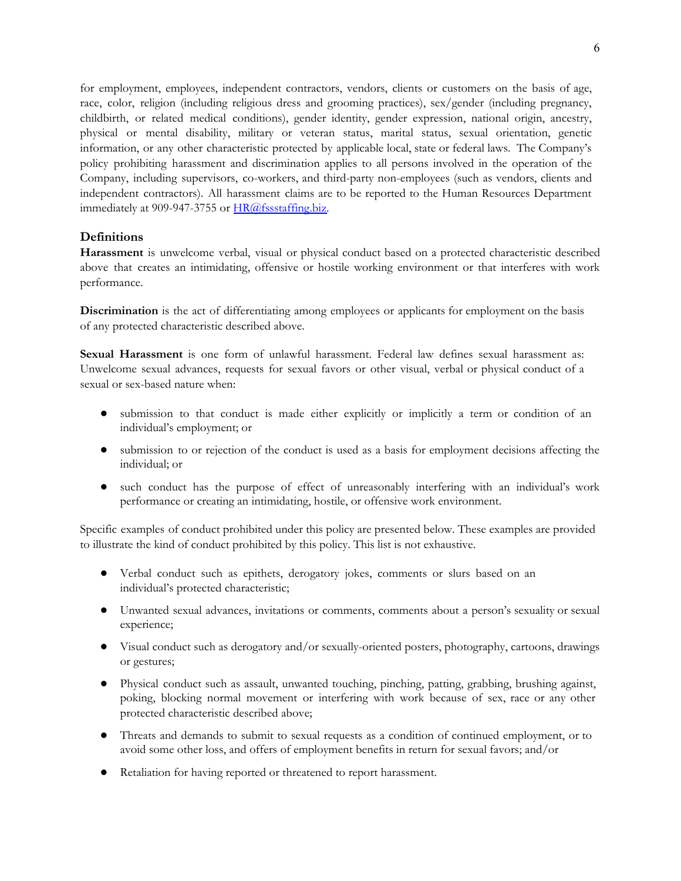for employment, employees, independent contractors, vendors, clients or customers on the basis of age, race, color, religion (including religious dress and grooming practices), sex/gender (including pregnancy, childbirth, or related medical conditions), gender identity, gender expression, national origin, ancestry, physical or mental disability, military or veteran status, marital status, sexual orientation, genetic information, or any other characteristic protected by applicable local, state or federal laws. The Company's policy prohibiting harassment and discrimination applies to all persons involved in the operation of the Company, including supervisors, co-workers, and third-party non-employees (such as vendors, clients and independent contractors). All harassment claims are to be reported to the Human Resources Department immediately at 909-947-3755 or [HR@fssstaffing.biz](mailto:HR@fssstaffing.biz).

### Definitions

**Harassment** is unwelcome verbal, visual or physical conduct based on a protected characteristic described above that creates an intimidating, offensive or hostile working environment or that interferes with work performance.

**Discrimination** is the act of differentiating among employees or applicants for employment on the basis of any protected characteristic described above.

**Sexual Harassment** is one form of unlawful harassment. Federal law defines sexual harassment as: Unwelcome sexual advances, requests for sexual favors or other visual, verbal or physical conduct of a sexual or sex-based nature when:

- submission to that conduct is made either explicitly or implicitly a term or condition of an individual's employment; or
- submission to or rejection of the conduct is used as a basis for employment decisions affecting the individual; or
- such conduct has the purpose of effect of unreasonably interfering with an individual's work performance or creating an intimidating, hostile, or offensive work environment.

Specific examples of conduct prohibited under this policy are presented below. These examples are provided to illustrate the kind of conduct prohibited by this policy. This list is not exhaustive.

- Verbal conduct such as epithets, derogatory jokes, comments or slurs based on an individual's protected characteristic;
- Unwanted sexual advances, invitations or comments, comments about a person's sexuality or sexual experience;
- Visual conduct such as derogatory and/or sexually-oriented posters, photography, cartoons, drawings or gestures;
- Physical conduct such as assault, unwanted touching, pinching, patting, grabbing, brushing against, poking, blocking normal movement or interfering with work because of sex, race or any other protected characteristic described above;
- Threats and demands to submit to sexual requests as a condition of continued employment, or to avoid some other loss, and offers of employment benefits in return for sexual favors; and/or
- Retaliation for having reported or threatened to report harassment.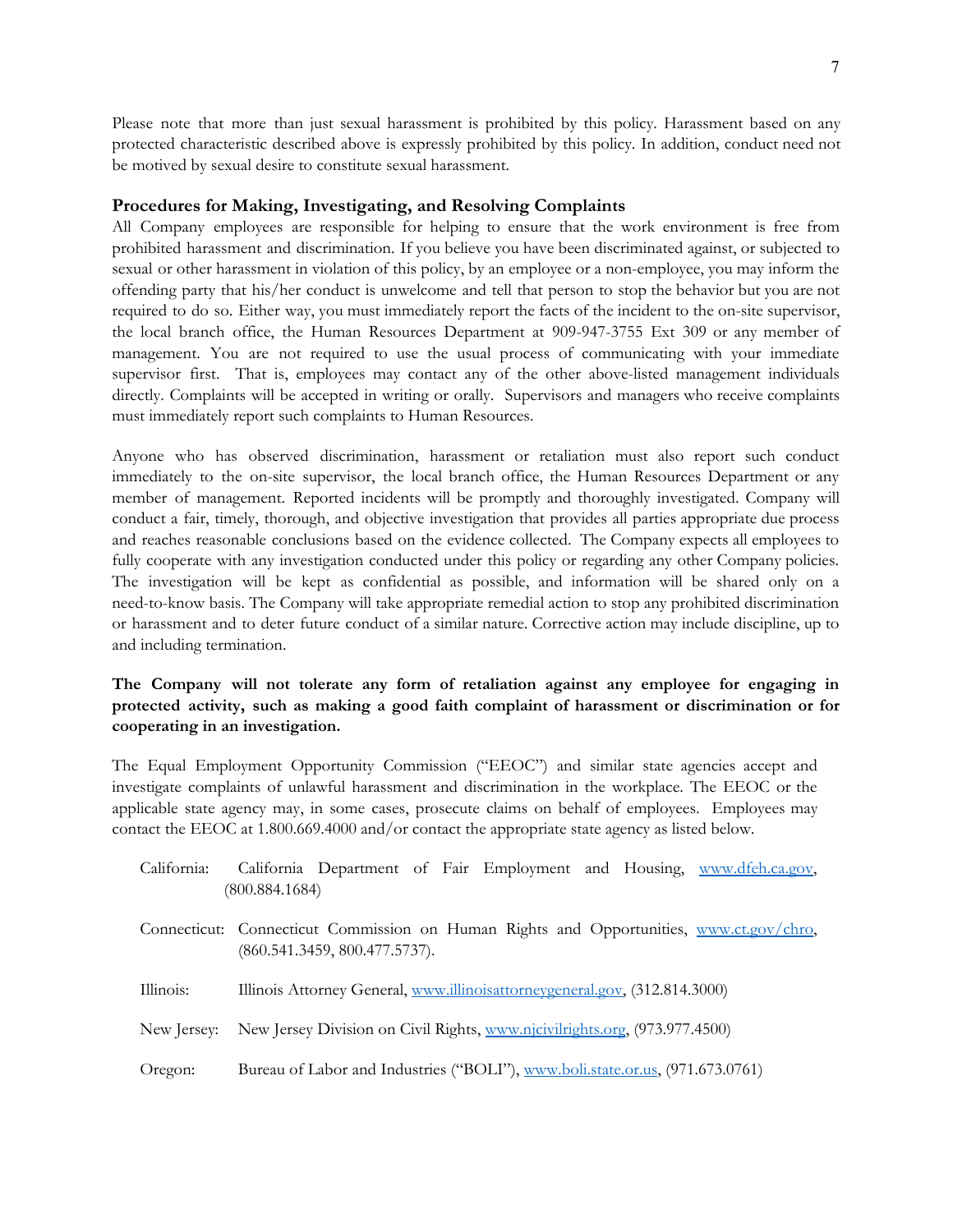Please note that more than just sexual harassment is prohibited by this policy. Harassment based on any protected characteristic described above is expressly prohibited by this policy. In addition, conduct need not be motived by sexual desire to constitute sexual harassment.

### Procedures for Making, Investigating, and Resolving Complaints

All Company employees are responsible for helping to ensure that the work environment is free from prohibited harassment and discrimination. If you believe you have been discriminated against, or subjected to sexual or other harassment in violation of this policy, by an employee or a non-employee, you may inform the offending party that his/her conduct is unwelcome and tell that person to stop the behavior but you are not required to do so. Either way, you must immediately report the facts of the incident to the on-site supervisor, the local branch office, the Human Resources Department at 909-947-3755 Ext 309 or any member of management. You are not required to use the usual process of communicating with your immediate supervisor first. That is, employees may contact any of the other above-listed management individuals directly. Complaints will be accepted in writing or orally. Supervisors and managers who receive complaints must immediately report such complaints to Human Resources.

Anyone who has observed discrimination, harassment or retaliation must also report such conduct immediately to the on-site supervisor, the local branch office, the Human Resources Department or any member of management. Reported incidents will be promptly and thoroughly investigated. Company will conduct a fair, timely, thorough, and objective investigation that provides all parties appropriate due process and reaches reasonable conclusions based on the evidence collected. The Company expects all employees to fully cooperate with any investigation conducted under this policy or regarding any other Company policies. The investigation will be kept as confidential as possible, and information will be shared only on a need-to-know basis. The Company will take appropriate remedial action to stop any prohibited discrimination or harassment and to deter future conduct of a similar nature. Corrective action may include discipline, up to and including termination.

**The Company will not tolerate any form of retaliation against any employee for engaging in protected activity, such as making a good faith complaint of harassment or discrimination or for cooperating in an investigation.**

The Equal Employment Opportunity Commission ("EEOC") and similar state agencies accept and investigate complaints of unlawful harassment and discrimination in the workplace. The EEOC or the applicable state agency may, in some cases, prosecute claims on behalf of employees. Employees may contact the EEOC at 1.800.669.4000 and/or contact the appropriate state agency as listed below.

California: California Department of Fair Employment and Housing, www.dfeh.ca.gov, (800.884.1684)

Connecticut: Connecticut Commission on Human Rights and Opportunities, www.ct.gov/chro, (860.541.3459, 800.477.5737).

Illinois: Illinois Attorney General, www.illinoisattorneygeneral.gov, (312.814.3000)

New Jersey: New Jersey Division on Civil Rights, www.njcivilrights.org, (973.977.4500)

Oregon: Bureau of Labor and Industries ("BOLI"), www.boli.state.or.us, (971.673.0761)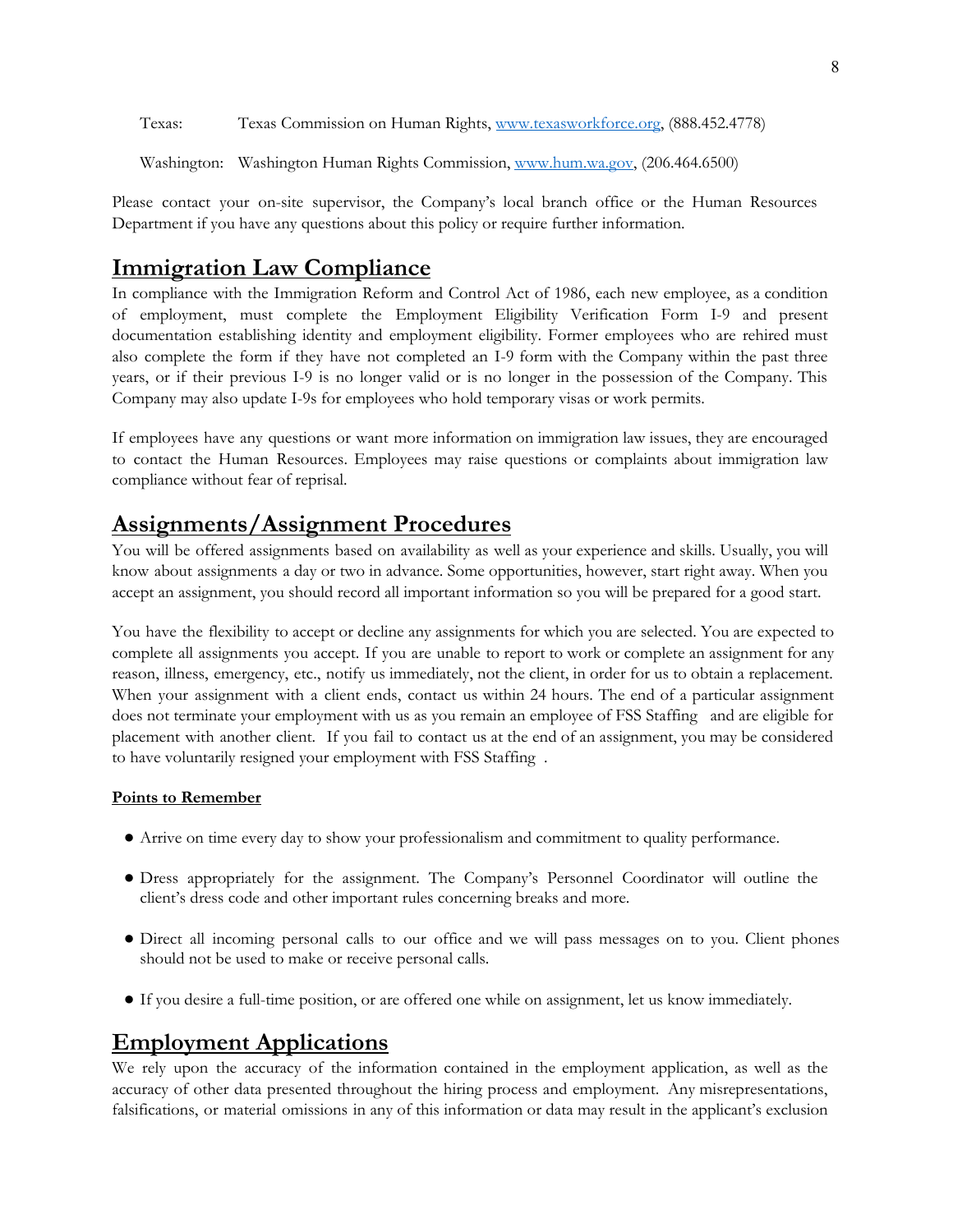Texas: Texas Commission on Human Rights, [www.texasworkforce.org](http://www.texasworkforce.org), (888.452.4778)

Washington: Washington Human Rights Commission, [www.hum.wa.gov](http://www.hum.wa.gov), (206.464.6500)

Please contact your on-site supervisor, the Company's local branch office or the Human Resources Department if you have any questions about this policy or require further information.

## Immigration Law Compliance

In compliance with the Immigration Reform and Control Act of 1986, each new employee, as a condition of employment, must complete the Employment Eligibility Verification Form I-9 and present documentation establishing identity and employment eligibility. Former employees who are rehired must also complete the form if they have not completed an I-9 form with the Company within the past three years, or if their previous I-9 is no longer valid or is no longer in the possession of the Company. This Company may also update I-9s for employees who hold temporary visas or work permits.

If employees have any questions or want more information on immigration law issues, they are encouraged to contact the Human Resources. Employees may raise questions or complaints about immigration law compliance without fear of reprisal.

## Assignments/Assignment Procedures

You will be offered assignments based on availability as well as your experience and skills. Usually, you will know about assignments a day or two in advance. Some opportunities, however, start right away. When you accept an assignment, you should record all important information so you will be prepared for a good start.

You have the flexibility to accept or decline any assignments for which you are selected. You are expected to complete all assignments you accept. If you are unable to report to work or complete an assignment for any reason, illness, emergency, etc., notify us immediately, not the client, in order for us to obtain a replacement. When your assignment with a client ends, contact us within 24 hours. The end of a particular assignment does not terminate your employment with us as you remain an employee of FSS Staffing and are eligible for placement with another client. If you fail to contact us at the end of an assignment, you may be considered to have voluntarily resigned your employment with FSS Staffing .

**Points to Remember**

- Arrive on time every day to show your professionalism and commitment to quality performance.
- Dress appropriately for the assignment. The Company's Personnel Coordinator will outline the client's dress code and other important rules concerning breaks and more.
- Direct all incoming personal calls to our office and we will pass messages on to you. Client phones should not be used to make or receive personal calls.
- If you desire a full-time position, or are offered one while on assignment, let us know immediately.

## Employment Applications

We rely upon the accuracy of the information contained in the employment application, as well as the accuracy of other data presented throughout the hiring process and employment. Any misrepresentations, falsifications, or material omissions in any of this information or data may result in the applicant's exclusion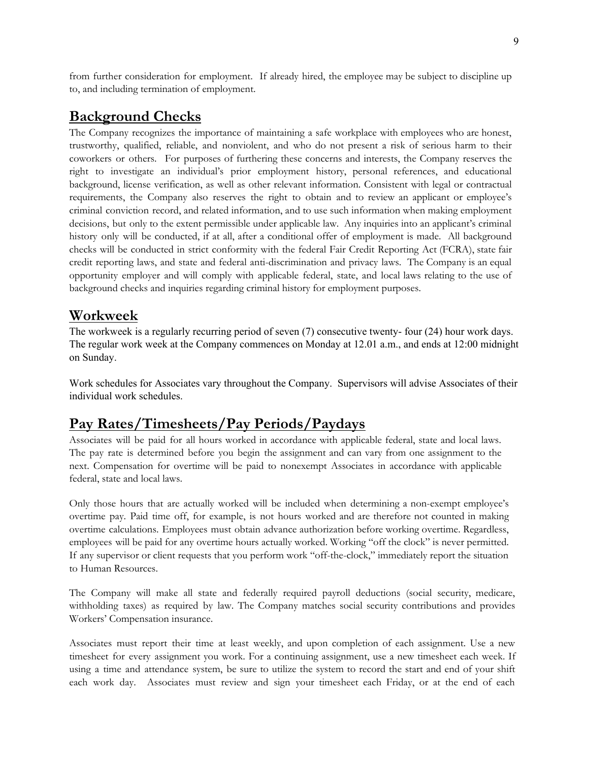from further consideration for employment. If already hired, the employee may be subject to discipline up to, and including termination of employment.

## Background Checks

The Company recognizes the importance of maintaining a safe workplace with employees who are honest, trustworthy, qualified, reliable, and nonviolent, and who do not present a risk of serious harm to their coworkers or others. For purposes of furthering these concerns and interests, the Company reserves the right to investigate an individual's prior employment history, personal references, and educational background, license verification, as well as other relevant information. Consistent with legal or contractual requirements, the Company also reserves the right to obtain and to review an applicant or employee's criminal conviction record, and related information, and to use such information when making employment decisions, but only to the extent permissible under applicable law. Any inquiries into an applicant's criminal history only will be conducted, if at all, after a conditional offer of employment is made. All background checks will be conducted in strict conformity with the federal Fair Credit Reporting Act (FCRA), state fair credit reporting laws, and state and federal anti-discrimination and privacy laws. The Company is an equal opportunity employer and will comply with applicable federal, state, and local laws relating to the use of background checks and inquiries regarding criminal history for employment purposes.

## Workweek

The workweek is a regularly recurring period of seven (7) consecutive twenty- four (24) hour work days. The regular work week at the Company commences on Monday at 12.01 a.m., and ends at 12:00 midnight on Sunday.

Work schedules for Associates vary throughout the Company. Supervisors will advise Associates of their individual work schedules.

## Pay Rates/Timesheets/Pay Periods/Paydays

Associates will be paid for all hours worked in accordance with applicable federal, state and local laws. The pay rate is determined before you begin the assignment and can vary from one assignment to the next. Compensation for overtime will be paid to nonexempt Associates in accordance with applicable federal, state and local laws.

Only those hours that are actually worked will be included when determining a non-exempt employee's overtime pay. Paid time off, for example, is not hours worked and are therefore not counted in making overtime calculations. Employees must obtain advance authorization before working overtime. Regardless, employees will be paid for any overtime hours actually worked. Working "off the clock" is never permitted. If any supervisor or client requests that you perform work "off-the-clock," immediately report the situation to Human Resources.

The Company will make all state and federally required payroll deductions (social security, medicare, withholding taxes) as required by law. The Company matches social security contributions and provides Workers' Compensation insurance.

Associates must report their time at least weekly, and upon completion of each assignment. Use a new timesheet for every assignment you work. For a continuing assignment, use a new timesheet each week. If using a time and attendance system, be sure to utilize the system to record the start and end of your shift each work day. Associates must review and sign your timesheet each Friday, or at the end of each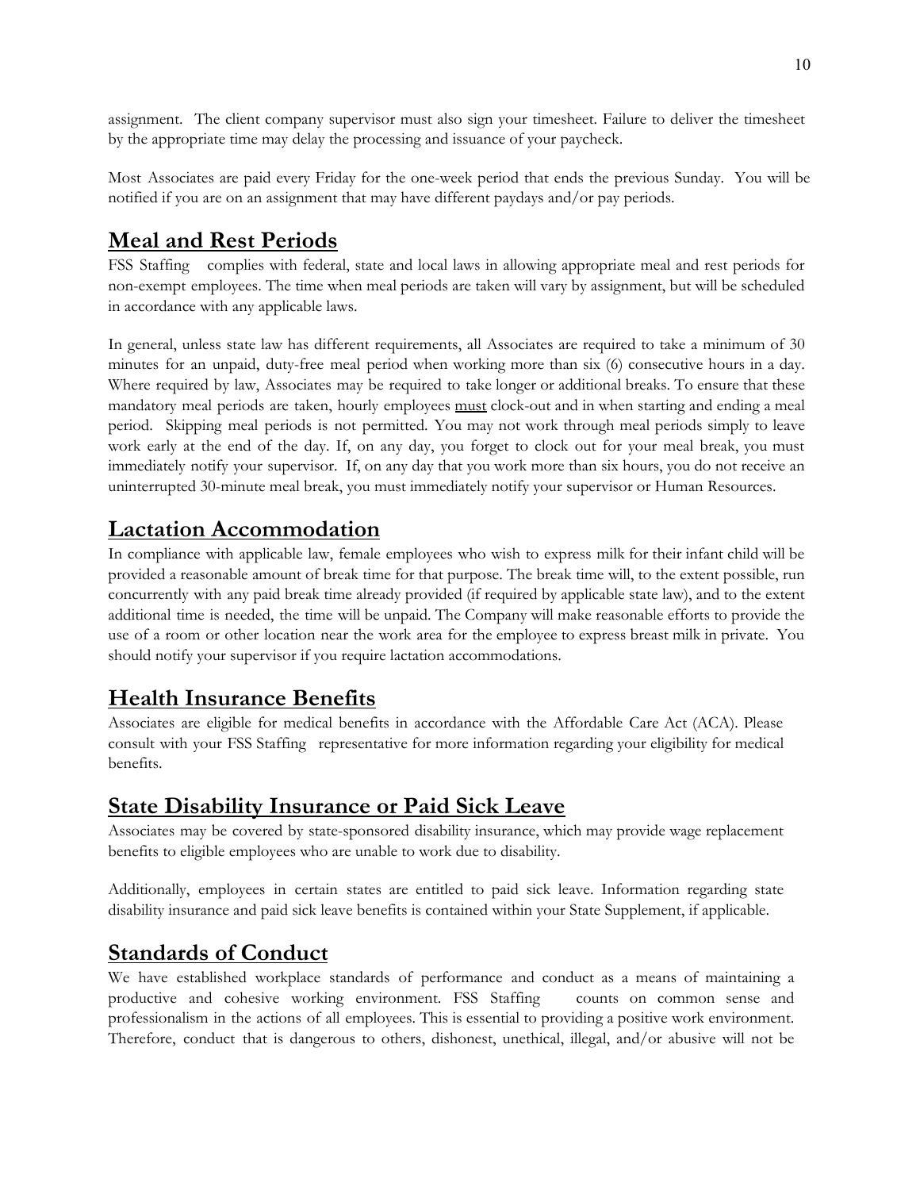assignment. The client company supervisor must also sign your timesheet. Failure to deliver the timesheet by the appropriate time may delay the processing and issuance of your paycheck.

Most Associates are paid every Friday for the one-week period that ends the previous Sunday. You will be notified if you are on an assignment that may have different paydays and/or pay periods.

## Meal and Rest Periods

FSS Staffing complies with federal, state and local laws in allowing appropriate meal and rest periods for non-exempt employees. The time when meal periods are taken will vary by assignment, but will be scheduled in accordance with any applicable laws.

In general, unless state law has different requirements, all Associates are required to take a minimum of 30 minutes for an unpaid, duty-free meal period when working more than six (6) consecutive hours in a day. Where required by law, Associates may be required to take longer or additional breaks. To ensure that these mandatory meal periods are taken, hourly employees <u>must</u> clock-out and in when starting and ending a meal period. Skipping meal periods is not permitted. You may not work through meal periods simply to leave work early at the end of the day. If, on any day, you forget to clock out for your meal break, you must immediately notify your supervisor. If, on any day that you work more than six hours, you do not receive an uninterrupted 30-minute meal break, you must immediately notify your supervisor or Human Resources.

## Lactation Accommodation

In compliance with applicable law, female employees who wish to express milk for their infant child will be provided a reasonable amount of break time for that purpose. The break time will, to the extent possible, run concurrently with any paid break time already provided (if required by applicable state law), and to the extent additional time is needed, the time will be unpaid. The Company will make reasonable efforts to provide the use of a room or other location near the work area for the employee to express breast milk in private. You should notify your supervisor if you require lactation accommodations.

## Health Insurance Benefits

Associates are eligible for medical benefits in accordance with the Affordable Care Act (ACA). Please consult with your FSS Staffing representative for more information regarding your eligibility for medical benefits.

## State Disability Insurance or Paid Sick Leave

Associates may be covered by state-sponsored disability insurance, which may provide wage replacement benefits to eligible employees who are unable to work due to disability.

Additionally, employees in certain states are entitled to paid sick leave. Information regarding state disability insurance and paid sick leave benefits is contained within your State Supplement, if applicable.

## Standards of Conduct

We have established workplace standards of performance and conduct as a means of maintaining a productive and cohesive working environment. FSS Staffing counts on common sense and professionalism in the actions of all employees. This is essential to providing a positive work environment. Therefore, conduct that is dangerous to others, dishonest, unethical, illegal, and/or abusive will not be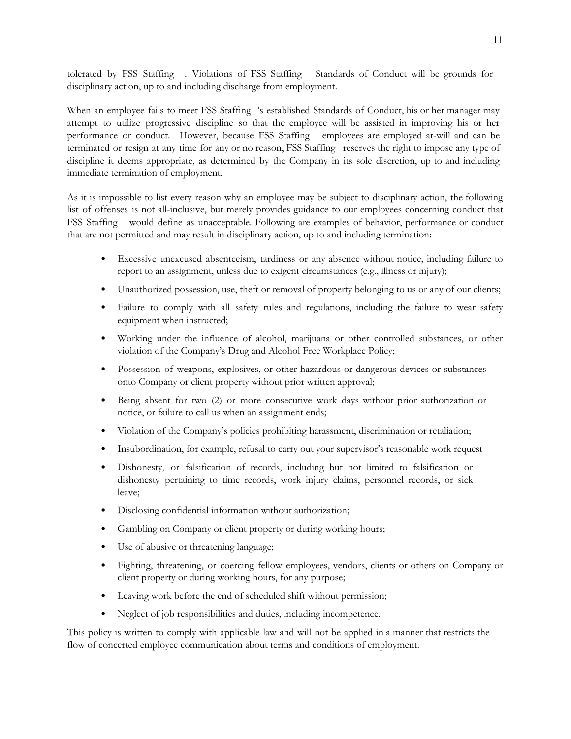tolerated by FSS Staffing . Violations of FSS Staffing Standards of Conduct will be grounds for disciplinary action, up to and including discharge from employment.

When an employee fails to meet FSS Staffing's established Standards of Conduct, his or her manager may attempt to utilize progressive discipline so that the employee will be assisted in improving his or her performance or conduct. However, because FSS Staffing employees are employed at-will and can be terminated or resign at any time for any or no reason, FSS Staffing reserves the right to impose any type of discipline it deems appropriate, as determined by the Company in its sole discretion, up to and including immediate termination of employment.

As it is impossible to list every reason why an employee may be subject to disciplinary action, the following list of offenses is not all-inclusive, but merely provides guidance to our employees concerning conduct that FSS Staffing would define as unacceptable. Following are examples of behavior, performance or conduct that are not permitted and may result in disciplinary action, up to and including termination:

- Excessive unexcused absenteeism, tardiness or any absence without notice, including failure to report to an assignment, unless due to exigent circumstances (e.g., illness or injury);
- Unauthorized possession, use, theft or removal of property belonging to us or any of our clients;
- Failure to comply with all safety rules and regulations, including the failure to wear safety equipment when instructed;
- Working under the influence of alcohol, marijuana or other controlled substances, or other violation of the Company's Drug and Alcohol Free Workplace Policy;
- Possession of weapons, explosives, or other hazardous or dangerous devices or substances onto Company or client property without prior written approval;
- Being absent for two (2) or more consecutive work days without prior authorization or notice, or failure to call us when an assignment ends;
- Violation of the Company's policies prohibiting harassment, discrimination or retaliation;
- Insubordination, for example, refusal to carry out your supervisor's reasonable work request
- Dishonesty, or falsification of records, including but not limited to falsification or dishonesty pertaining to time records, work injury claims, personnel records, or sick leave;
- Disclosing confidential information without authorization;
- Gambling on Company or client property or during working hours;
- Use of abusive or threatening language;
- Fighting, threatening, or coercing fellow employees, vendors, clients or others on Company or client property or during working hours, for any purpose;
- Leaving work before the end of scheduled shift without permission;
- Neglect of job responsibilities and duties, including incompetence.

This policy is written to comply with applicable law and will not be applied in a manner that restricts the flow of concerted employee communication about terms and conditions of employment.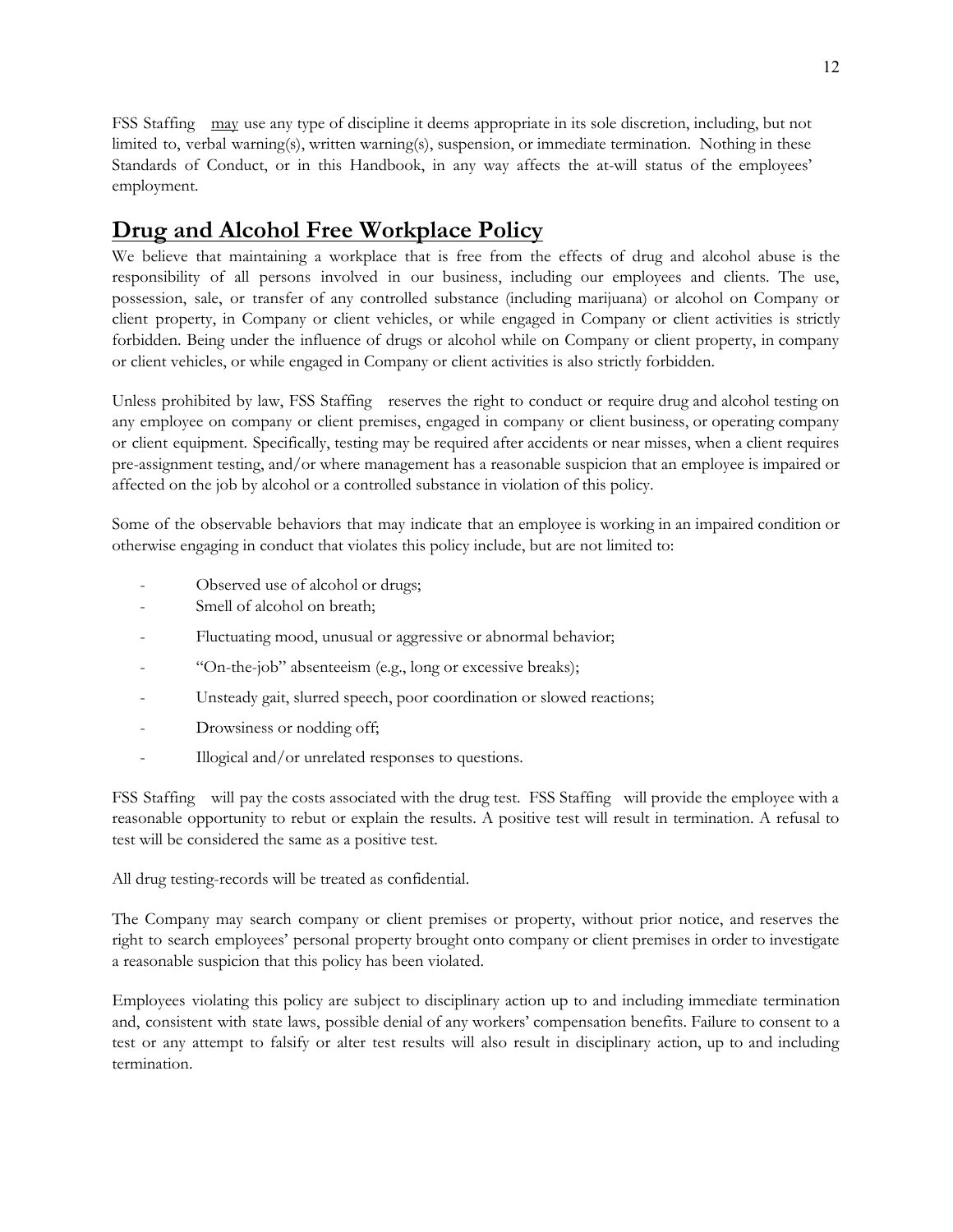FSS Staffing may use any type of discipline it deems appropriate in its sole discretion, including, but not limited to, verbal warning(s), written warning(s), suspension, or immediate termination. Nothing in these Standards of Conduct, or in this Handbook, in any way affects the at-will status of the employees' employment.

## Drug and Alcohol Free Workplace Policy

We believe that maintaining a workplace that is free from the effects of drug and alcohol abuse is the responsibility of all persons involved in our business, including our employees and clients. The use, possession, sale, or transfer of any controlled substance (including marijuana) or alcohol on Company or client property, in Company or client vehicles, or while engaged in Company or client activities is strictly forbidden. Being under the influence of drugs or alcohol while on Company or client property, in company or client vehicles, or while engaged in Company or client activities is also strictly forbidden.

Unless prohibited by law, FSS Staffing reserves the right to conduct or require drug and alcohol testing on any employee on company or client premises, engaged in company or client business, or operating company or client equipment. Specifically, testing may be required after accidents or near misses, when a client requires pre-assignment testing, and/or where management has a reasonable suspicion that an employee is impaired or affected on the job by alcohol or a controlled substance in violation of this policy.

Some of the observable behaviors that may indicate that an employee is working in an impaired condition or otherwise engaging in conduct that violates this policy include, but are not limited to:

- Observed use of alcohol or drugs;
- Smell of alcohol on breath;
- Fluctuating mood, unusual or aggressive or abnormal behavior;
- "On-the-job" absenteeism (e.g., long or excessive breaks);
- Unsteady gait, slurred speech, poor coordination or slowed reactions;
- Drowsiness or nodding off;
- Illogical and/or unrelated responses to questions.

FSS Staffing will pay the costs associated with the drug test. FSS Staffing will provide the employee with a reasonable opportunity to rebut or explain the results. A positive test will result in termination. A refusal to test will be considered the same as a positive test.

All drug testing-records will be treated as confidential.

The Company may search company or client premises or property, without prior notice, and reserves the right to search employees' personal property brought onto company or client premises in order to investigate a reasonable suspicion that this policy has been violated.

Employees violating this policy are subject to disciplinary action up to and including immediate termination and, consistent with state laws, possible denial of any workers' compensation benefits. Failure to consent to a test or any attempt to falsify or alter test results will also result in disciplinary action, up to and including termination.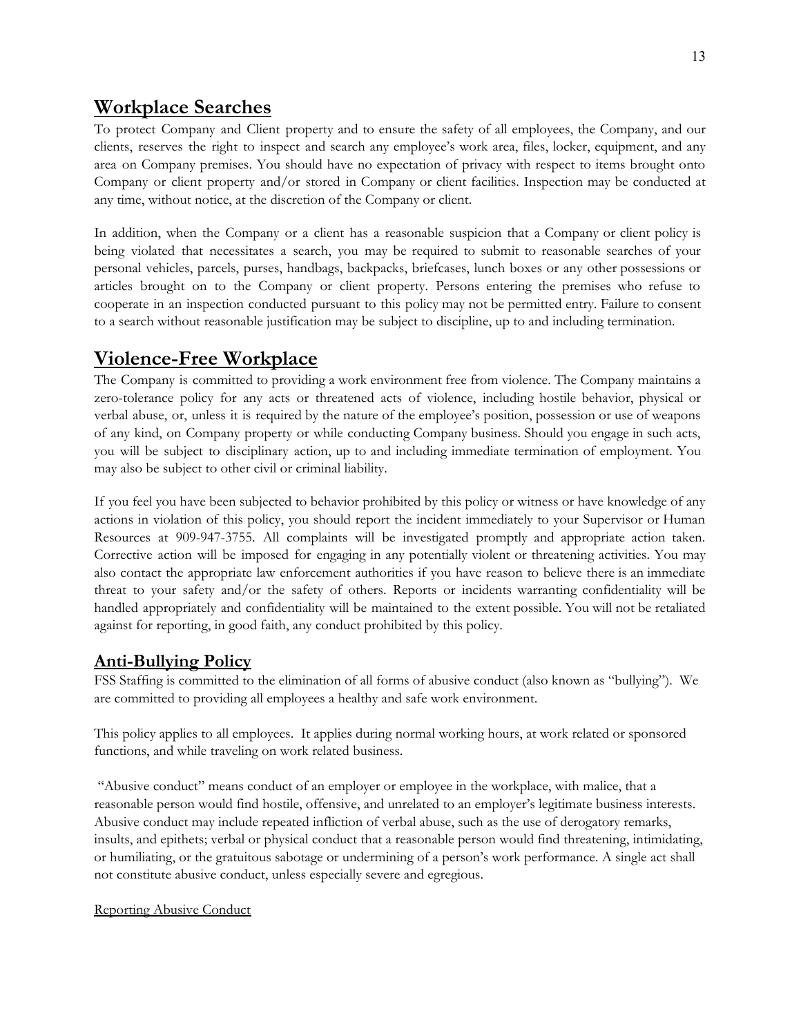## Workplace Searches

To protect Company and Client property and to ensure the safety of all employees, the Company, and our clients, reserves the right to inspect and search any employee's work area, files, locker, equipment, and any area on Company premises. You should have no expectation of privacy with respect to items brought onto Company or client property and/or stored in Company or client facilities. Inspection may be conducted at any time, without notice, at the discretion of the Company or client.

In addition, when the Company or a client has a reasonable suspicion that a Company or client policy is being violated that necessitates a search, you may be required to submit to reasonable searches of your personal vehicles, parcels, purses, handbags, backpacks, briefcases, lunch boxes or any other possessions or articles brought on to the Company or client property. Persons entering the premises who refuse to cooperate in an inspection conducted pursuant to this policy may not be permitted entry. Failure to consent to a search without reasonable justification may be subject to discipline, up to and including termination.

## Violence-Free Workplace

The Company is committed to providing a work environment free from violence. The Company maintains a zero-tolerance policy for any acts or threatened acts of violence, including hostile behavior, physical or verbal abuse, or, unless it is required by the nature of the employee's position, possession or use of weapons of any kind, on Company property or while conducting Company business. Should you engage in such acts, you will be subject to disciplinary action, up to and including immediate termination of employment. You may also be subject to other civil or criminal liability.

If you feel you have been subjected to behavior prohibited by this policy or witness or have knowledge of any actions in violation of this policy, you should report the incident immediately to your Supervisor or Human Resources at 909-947-3755. All complaints will be investigated promptly and appropriate action taken. Corrective action will be imposed for engaging in any potentially violent or threatening activities. You may also contact the appropriate law enforcement authorities if you have reason to believe there is an immediate threat to your safety and/or the safety of others. Reports or incidents warranting confidentiality will be handled appropriately and confidentiality will be maintained to the extent possible. You will not be retaliated against for reporting, in good faith, any conduct prohibited by this policy.

### Anti-Bullying Policy

FSS Staffing is committed to the elimination of all forms of abusive conduct (also known as "bullying"). We are committed to providing all employees a healthy and safe work environment.

This policy applies to all employees. It applies during normal working hours, at work related or sponsored functions, and while traveling on work related business.

"Abusive conduct" means conduct of an employer or employee in the workplace, with malice, that a reasonable person would find hostile, offensive, and unrelated to an employer's legitimate business interests. Abusive conduct may include repeated infliction of verbal abuse, such as the use of derogatory remarks, insults, and epithets; verbal or physical conduct that a reasonable person would find threatening, intimidating, or humiliating, or the gratuitous sabotage or undermining of a person's work performance. A single act shall not constitute abusive conduct, unless especially severe and egregious.

Reporting Abusive Conduct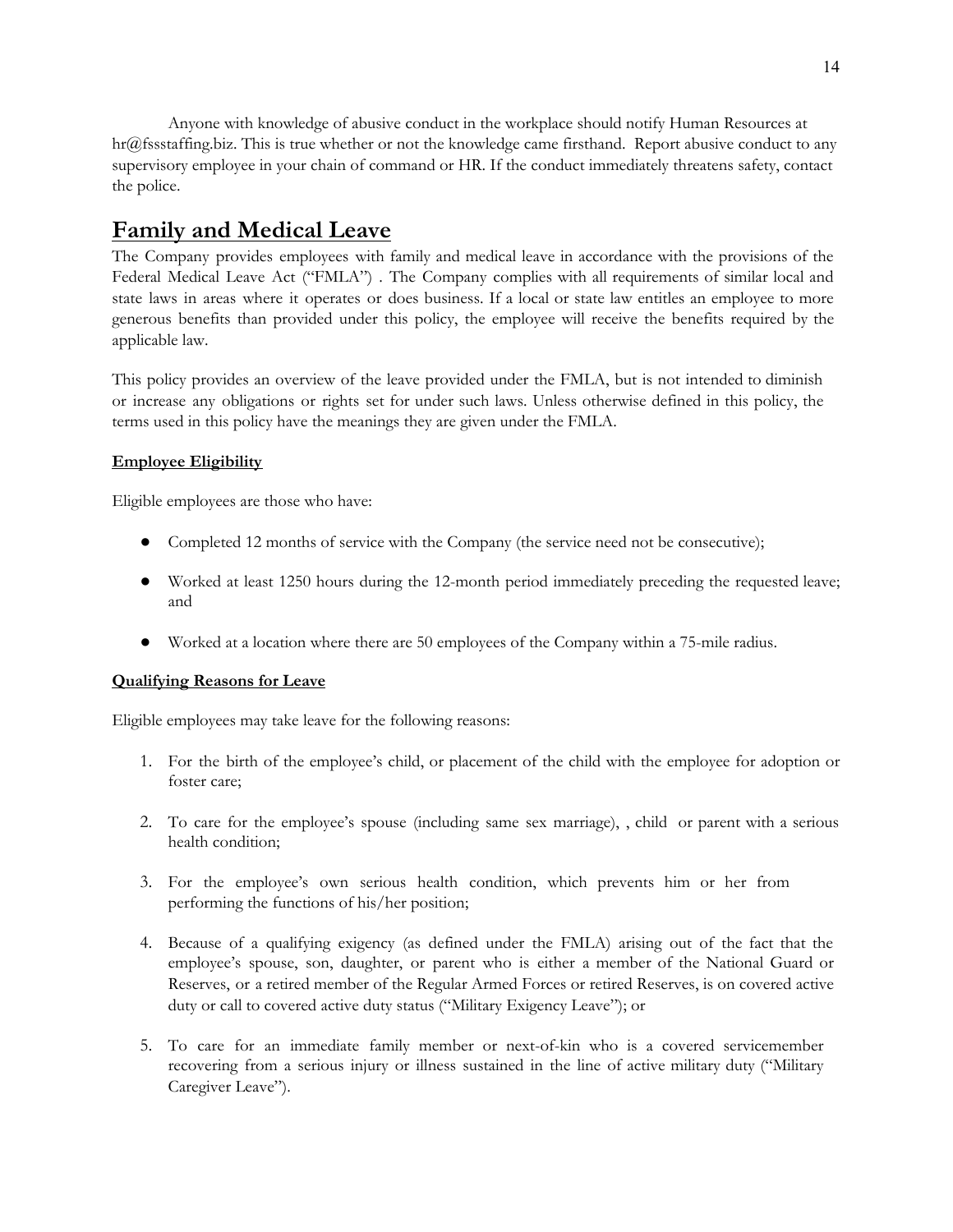Anyone with knowledge of abusive conduct in the workplace should notify Human Resources at hr@fssstaffing.biz. This is true whether or not the knowledge came firsthand. Report abusive conduct to any supervisory employee in your chain of command or HR. If the conduct immediately threatens safety, contact the police.

# Family and Medical Leave

The Company provides employees with family and medical leave in accordance with the provisions of the Federal Medical Leave Act ("FMLA") . The Company complies with all requirements of similar local and state laws in areas where it operates or does business. If a local or state law entitles an employee to more generous benefits than provided under this policy, the employee will receive the benefits required by the applicable law.

This policy provides an overview of the leave provided under the FMLA, but is not intended to diminish or increase any obligations or rights set for under such laws. Unless otherwise defined in this policy, the terms used in this policy have the meanings they are given under the FMLA.

**Employee Eligibility**

Eligible employees are those who have:

- Completed 12 months of service with the Company (the service need not be consecutive);
- Worked at least 1250 hours during the 12-month period immediately preceding the requested leave; and
- Worked at a location where there are 50 employees of the Company within a 75-mile radius.

**Qualifying Reasons for Leave**

Eligible employees may take leave for the following reasons:

1. For the birth of the employee's child, or placement of the child with the employee for adoption or foster care;
2. To care for the employee's spouse (including same sex marriage), , child or parent with a serious health condition;
3. For the employee's own serious health condition, which prevents him or her from performing the functions of his/her position;
4. Because of a qualifying exigency (as defined under the FMLA) arising out of the fact that the employee's spouse, son, daughter, or parent who is either a member of the National Guard or Reserves, or a retired member of the Regular Armed Forces or retired Reserves, is on covered active duty or call to covered active duty status ("Military Exigency Leave"); or
5. To care for an immediate family member or next-of-kin who is a covered servicemember recovering from a serious injury or illness sustained in the line of active military duty ("Military Caregiver Leave").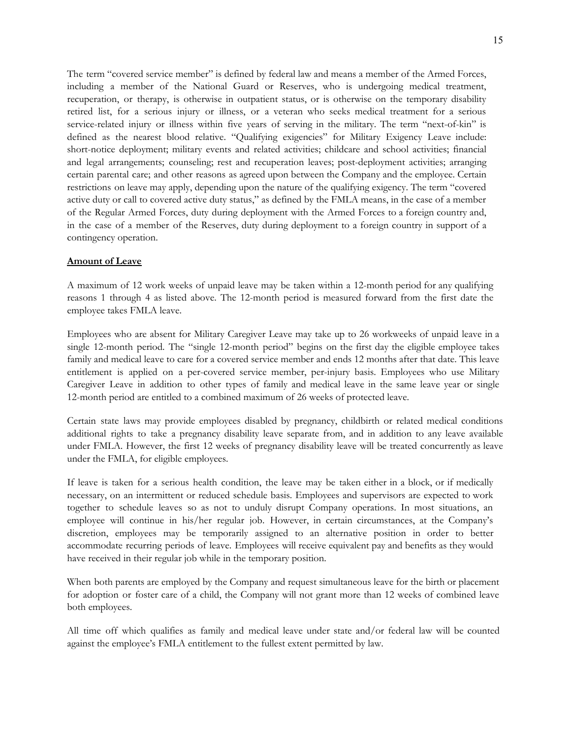The term "covered service member" is defined by federal law and means a member of the Armed Forces, including a member of the National Guard or Reserves, who is undergoing medical treatment, recuperation, or therapy, is otherwise in outpatient status, or is otherwise on the temporary disability retired list, for a serious injury or illness, or a veteran who seeks medical treatment for a serious service-related injury or illness within five years of serving in the military. The term "next-of-kin" is defined as the nearest blood relative. "Qualifying exigencies" for Military Exigency Leave include: short-notice deployment; military events and related activities; childcare and school activities; financial and legal arrangements; counseling; rest and recuperation leaves; post-deployment activities; arranging certain parental care; and other reasons as agreed upon between the Company and the employee. Certain restrictions on leave may apply, depending upon the nature of the qualifying exigency. The term "covered active duty or call to covered active duty status," as defined by the FMLA means, in the case of a member of the Regular Armed Forces, duty during deployment with the Armed Forces to a foreign country and, in the case of a member of the Reserves, duty during deployment to a foreign country in support of a contingency operation.

**Amount of Leave**

A maximum of 12 work weeks of unpaid leave may be taken within a 12-month period for any qualifying reasons 1 through 4 as listed above. The 12-month period is measured forward from the first date the employee takes FMLA leave.

Employees who are absent for Military Caregiver Leave may take up to 26 workweeks of unpaid leave in a single 12-month period. The "single 12-month period" begins on the first day the eligible employee takes family and medical leave to care for a covered service member and ends 12 months after that date. This leave entitlement is applied on a per-covered service member, per-injury basis. Employees who use Military Caregiver Leave in addition to other types of family and medical leave in the same leave year or single 12-month period are entitled to a combined maximum of 26 weeks of protected leave.

Certain state laws may provide employees disabled by pregnancy, childbirth or related medical conditions additional rights to take a pregnancy disability leave separate from, and in addition to any leave available under FMLA. However, the first 12 weeks of pregnancy disability leave will be treated concurrently as leave under the FMLA, for eligible employees.

If leave is taken for a serious health condition, the leave may be taken either in a block, or if medically necessary, on an intermittent or reduced schedule basis. Employees and supervisors are expected to work together to schedule leaves so as not to unduly disrupt Company operations. In most situations, an employee will continue in his/her regular job. However, in certain circumstances, at the Company's discretion, employees may be temporarily assigned to an alternative position in order to better accommodate recurring periods of leave. Employees will receive equivalent pay and benefits as they would have received in their regular job while in the temporary position.

When both parents are employed by the Company and request simultaneous leave for the birth or placement for adoption or foster care of a child, the Company will not grant more than 12 weeks of combined leave both employees.

All time off which qualifies as family and medical leave under state and/or federal law will be counted against the employee's FMLA entitlement to the fullest extent permitted by law.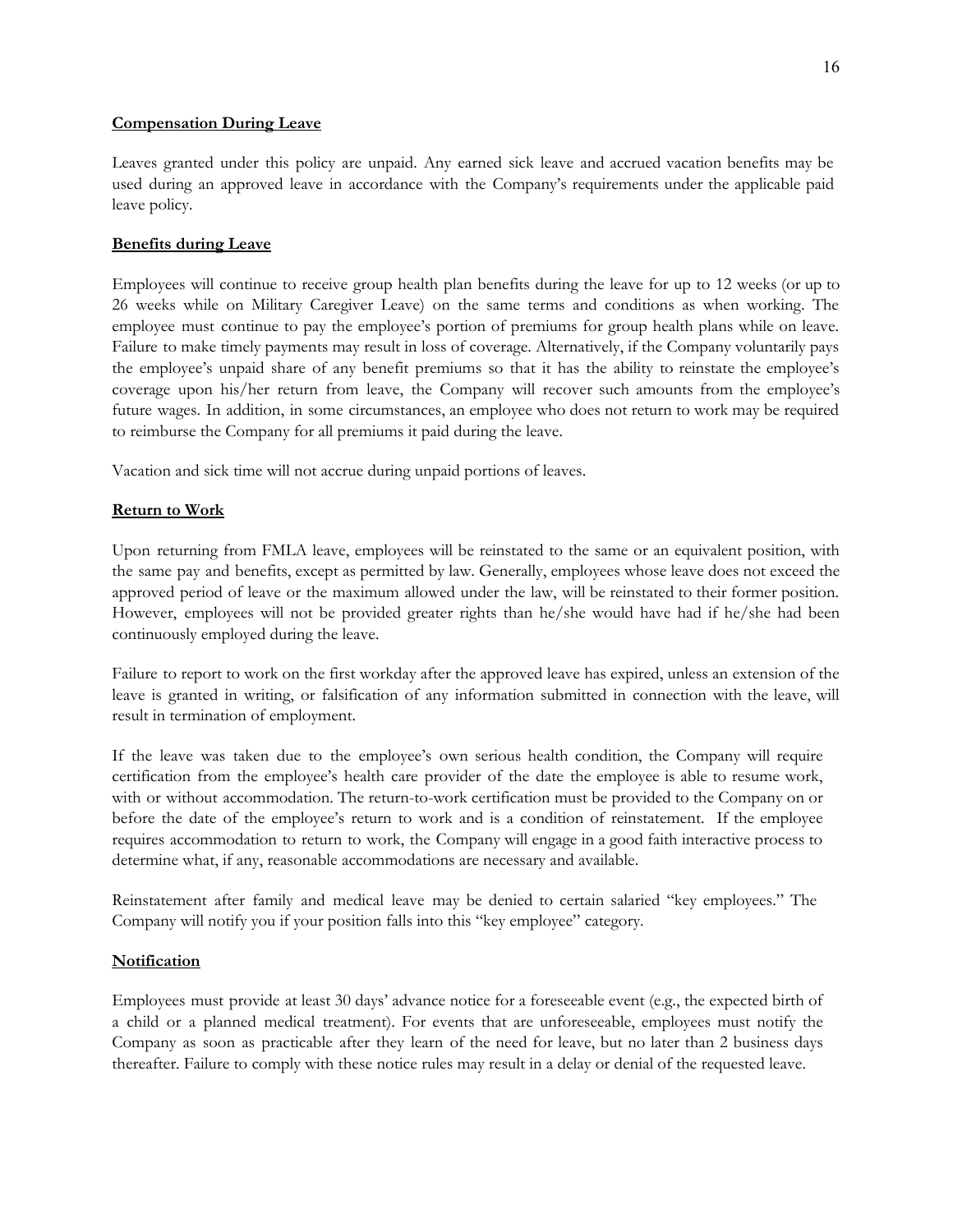**Compensation During Leave**

Leaves granted under this policy are unpaid. Any earned sick leave and accrued vacation benefits may be used during an approved leave in accordance with the Company's requirements under the applicable paid leave policy.

**Benefits during Leave**

Employees will continue to receive group health plan benefits during the leave for up to 12 weeks (or up to 26 weeks while on Military Caregiver Leave) on the same terms and conditions as when working. The employee must continue to pay the employee's portion of premiums for group health plans while on leave. Failure to make timely payments may result in loss of coverage. Alternatively, if the Company voluntarily pays the employee's unpaid share of any benefit premiums so that it has the ability to reinstate the employee's coverage upon his/her return from leave, the Company will recover such amounts from the employee's future wages. In addition, in some circumstances, an employee who does not return to work may be required to reimburse the Company for all premiums it paid during the leave.

Vacation and sick time will not accrue during unpaid portions of leaves.

**Return to Work**

Upon returning from FMLA leave, employees will be reinstated to the same or an equivalent position, with the same pay and benefits, except as permitted by law. Generally, employees whose leave does not exceed the approved period of leave or the maximum allowed under the law, will be reinstated to their former position. However, employees will not be provided greater rights than he/she would have had if he/she had been continuously employed during the leave.

Failure to report to work on the first workday after the approved leave has expired, unless an extension of the leave is granted in writing, or falsification of any information submitted in connection with the leave, will result in termination of employment.

If the leave was taken due to the employee's own serious health condition, the Company will require certification from the employee's health care provider of the date the employee is able to resume work, with or without accommodation. The return-to-work certification must be provided to the Company on or before the date of the employee's return to work and is a condition of reinstatement. If the employee requires accommodation to return to work, the Company will engage in a good faith interactive process to determine what, if any, reasonable accommodations are necessary and available.

Reinstatement after family and medical leave may be denied to certain salaried "key employees." The Company will notify you if your position falls into this "key employee" category.

**Notification**

Employees must provide at least 30 days' advance notice for a foreseeable event (e.g., the expected birth of a child or a planned medical treatment). For events that are unforeseeable, employees must notify the Company as soon as practicable after they learn of the need for leave, but no later than 2 business days thereafter. Failure to comply with these notice rules may result in a delay or denial of the requested leave.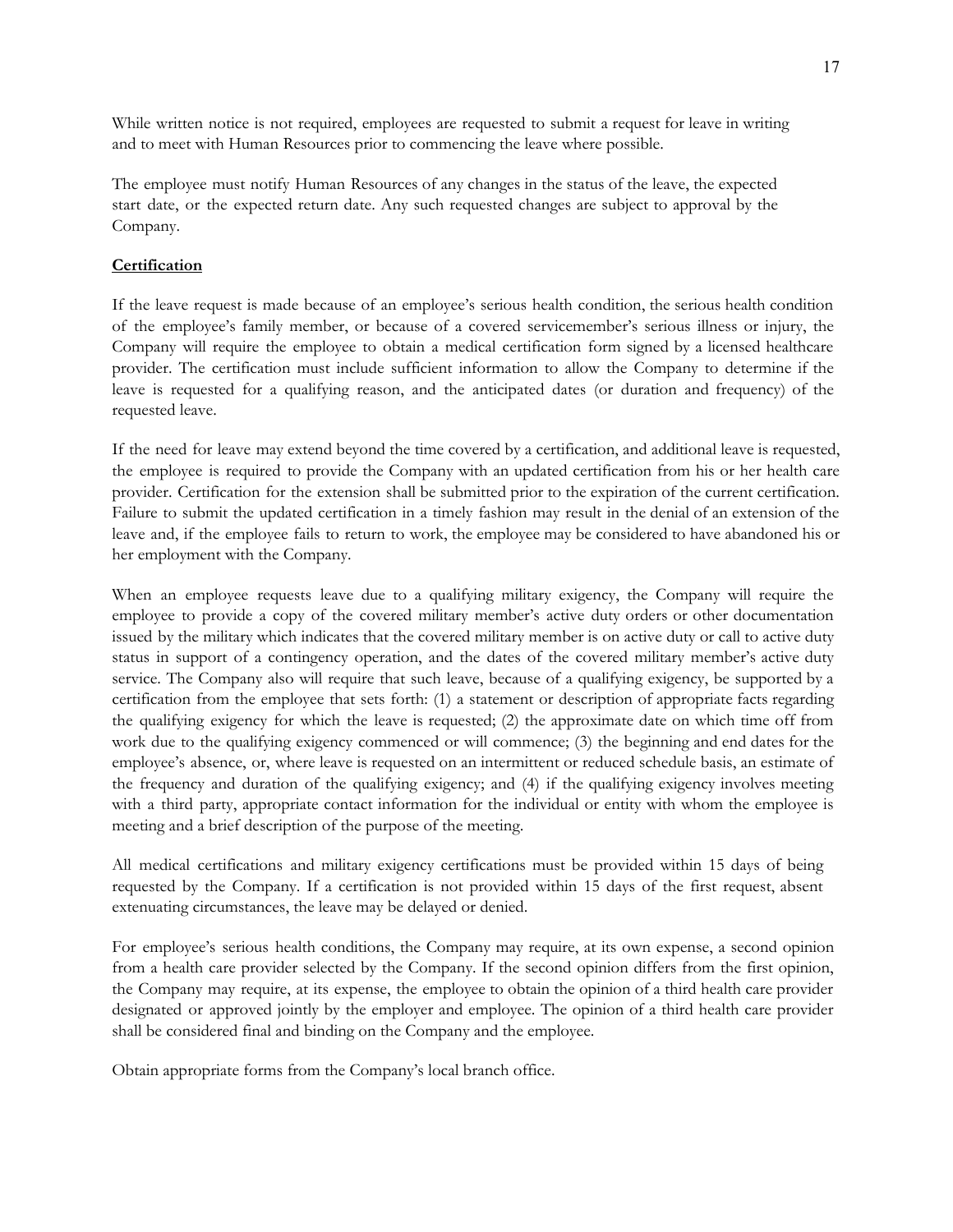While written notice is not required, employees are requested to submit a request for leave in writing and to meet with Human Resources prior to commencing the leave where possible.

The employee must notify Human Resources of any changes in the status of the leave, the expected start date, or the expected return date. Any such requested changes are subject to approval by the Company.

**Certification**

If the leave request is made because of an employee's serious health condition, the serious health condition of the employee's family member, or because of a covered servicemember's serious illness or injury, the Company will require the employee to obtain a medical certification form signed by a licensed healthcare provider. The certification must include sufficient information to allow the Company to determine if the leave is requested for a qualifying reason, and the anticipated dates (or duration and frequency) of the requested leave.

If the need for leave may extend beyond the time covered by a certification, and additional leave is requested, the employee is required to provide the Company with an updated certification from his or her health care provider. Certification for the extension shall be submitted prior to the expiration of the current certification. Failure to submit the updated certification in a timely fashion may result in the denial of an extension of the leave and, if the employee fails to return to work, the employee may be considered to have abandoned his or her employment with the Company.

When an employee requests leave due to a qualifying military exigency, the Company will require the employee to provide a copy of the covered military member's active duty orders or other documentation issued by the military which indicates that the covered military member is on active duty or call to active duty status in support of a contingency operation, and the dates of the covered military member's active duty service. The Company also will require that such leave, because of a qualifying exigency, be supported by a certification from the employee that sets forth: (1) a statement or description of appropriate facts regarding the qualifying exigency for which the leave is requested; (2) the approximate date on which time off from work due to the qualifying exigency commenced or will commence; (3) the beginning and end dates for the employee's absence, or, where leave is requested on an intermittent or reduced schedule basis, an estimate of the frequency and duration of the qualifying exigency; and (4) if the qualifying exigency involves meeting with a third party, appropriate contact information for the individual or entity with whom the employee is meeting and a brief description of the purpose of the meeting.

All medical certifications and military exigency certifications must be provided within 15 days of being requested by the Company. If a certification is not provided within 15 days of the first request, absent extenuating circumstances, the leave may be delayed or denied.

For employee's serious health conditions, the Company may require, at its own expense, a second opinion from a health care provider selected by the Company. If the second opinion differs from the first opinion, the Company may require, at its expense, the employee to obtain the opinion of a third health care provider designated or approved jointly by the employer and employee. The opinion of a third health care provider shall be considered final and binding on the Company and the employee.

Obtain appropriate forms from the Company's local branch office.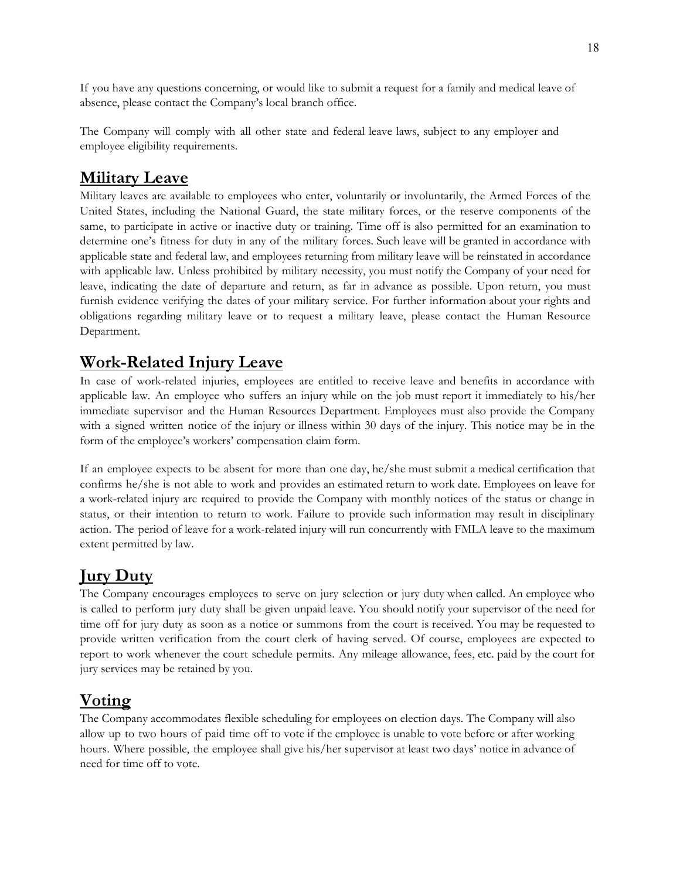If you have any questions concerning, or would like to submit a request for a family and medical leave of absence, please contact the Company's local branch office.

The Company will comply with all other state and federal leave laws, subject to any employer and employee eligibility requirements.

## Military Leave

Military leaves are available to employees who enter, voluntarily or involuntarily, the Armed Forces of the United States, including the National Guard, the state military forces, or the reserve components of the same, to participate in active or inactive duty or training. Time off is also permitted for an examination to determine one's fitness for duty in any of the military forces. Such leave will be granted in accordance with applicable state and federal law, and employees returning from military leave will be reinstated in accordance with applicable law. Unless prohibited by military necessity, you must notify the Company of your need for leave, indicating the date of departure and return, as far in advance as possible. Upon return, you must furnish evidence verifying the dates of your military service. For further information about your rights and obligations regarding military leave or to request a military leave, please contact the Human Resource Department.

## Work-Related Injury Leave

In case of work-related injuries, employees are entitled to receive leave and benefits in accordance with applicable law. An employee who suffers an injury while on the job must report it immediately to his/her immediate supervisor and the Human Resources Department. Employees must also provide the Company with a signed written notice of the injury or illness within 30 days of the injury. This notice may be in the form of the employee's workers' compensation claim form.

If an employee expects to be absent for more than one day, he/she must submit a medical certification that confirms he/she is not able to work and provides an estimated return to work date. Employees on leave for a work-related injury are required to provide the Company with monthly notices of the status or change in status, or their intention to return to work. Failure to provide such information may result in disciplinary action. The period of leave for a work-related injury will run concurrently with FMLA leave to the maximum extent permitted by law.

## Jury Duty

The Company encourages employees to serve on jury selection or jury duty when called. An employee who is called to perform jury duty shall be given unpaid leave. You should notify your supervisor of the need for time off for jury duty as soon as a notice or summons from the court is received. You may be requested to provide written verification from the court clerk of having served. Of course, employees are expected to report to work whenever the court schedule permits. Any mileage allowance, fees, etc. paid by the court for jury services may be retained by you.

## Voting

The Company accommodates flexible scheduling for employees on election days. The Company will also allow up to two hours of paid time off to vote if the employee is unable to vote before or after working hours. Where possible, the employee shall give his/her supervisor at least two days' notice in advance of need for time off to vote.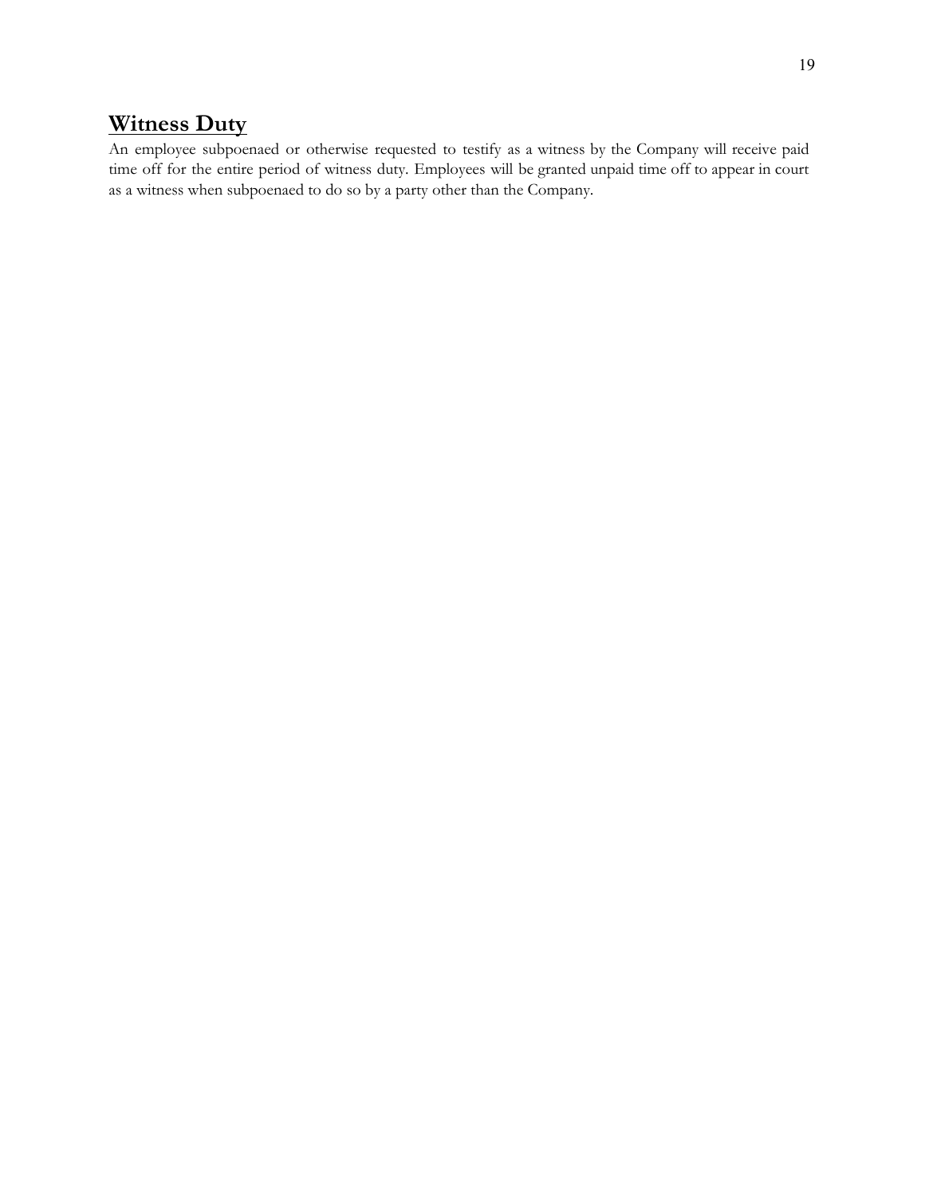## Witness Duty

An employee subpoenaed or otherwise requested to testify as a witness by the Company will receive paid time off for the entire period of witness duty. Employees will be granted unpaid time off to appear in court as a witness when subpoenaed to do so by a party other than the Company.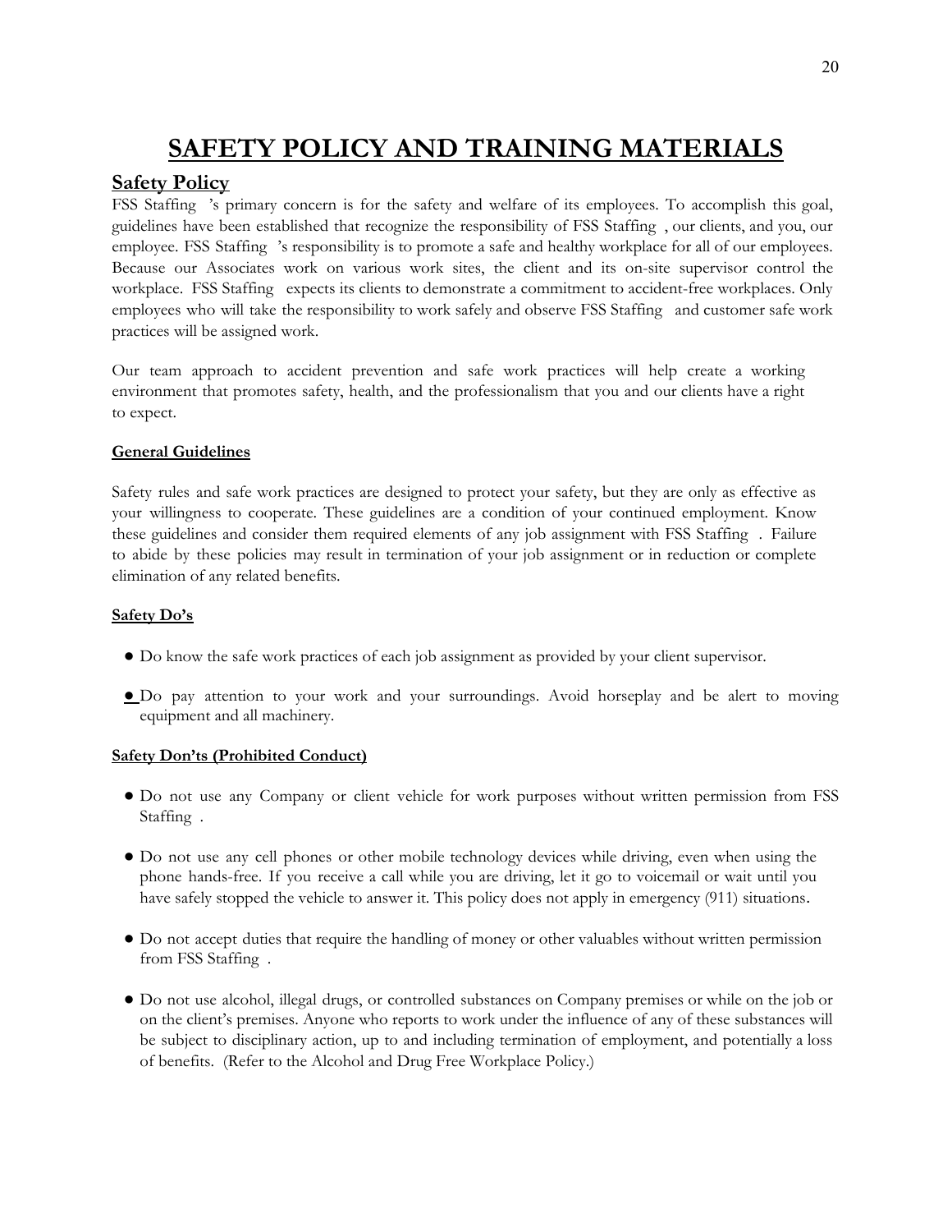# SAFETY POLICY AND TRAINING MATERIALS

## Safety Policy

FSS Staffing 's primary concern is for the safety and welfare of its employees. To accomplish this goal, guidelines have been established that recognize the responsibility of FSS Staffing , our clients, and you, our employee. FSS Staffing 's responsibility is to promote a safe and healthy workplace for all of our employees. Because our Associates work on various work sites, the client and its on-site supervisor control the workplace. FSS Staffing expects its clients to demonstrate a commitment to accident-free workplaces. Only employees who will take the responsibility to work safely and observe FSS Staffing and customer safe work practices will be assigned work.

Our team approach to accident prevention and safe work practices will help create a working environment that promotes safety, health, and the professionalism that you and our clients have a right to expect.

### General Guidelines

Safety rules and safe work practices are designed to protect your safety, but they are only as effective as your willingness to cooperate. These guidelines are a condition of your continued employment. Know these guidelines and consider them required elements of any job assignment with FSS Staffing . Failure to abide by these policies may result in termination of your job assignment or in reduction or complete elimination of any related benefits.

### Safety Do's

- Do know the safe work practices of each job assignment as provided by your client supervisor.
- Do pay attention to your work and your surroundings. Avoid horseplay and be alert to moving equipment and all machinery.

### Safety Don'ts (Prohibited Conduct)

- Do not use any Company or client vehicle for work purposes without written permission from FSS Staffing .
- Do not use any cell phones or other mobile technology devices while driving, even when using the phone hands-free. If you receive a call while you are driving, let it go to voicemail or wait until you have safely stopped the vehicle to answer it. This policy does not apply in emergency (911) situations.
- Do not accept duties that require the handling of money or other valuables without written permission from FSS Staffing .
- Do not use alcohol, illegal drugs, or controlled substances on Company premises or while on the job or on the client's premises. Anyone who reports to work under the influence of any of these substances will be subject to disciplinary action, up to and including termination of employment, and potentially a loss of benefits. (Refer to the Alcohol and Drug Free Workplace Policy.)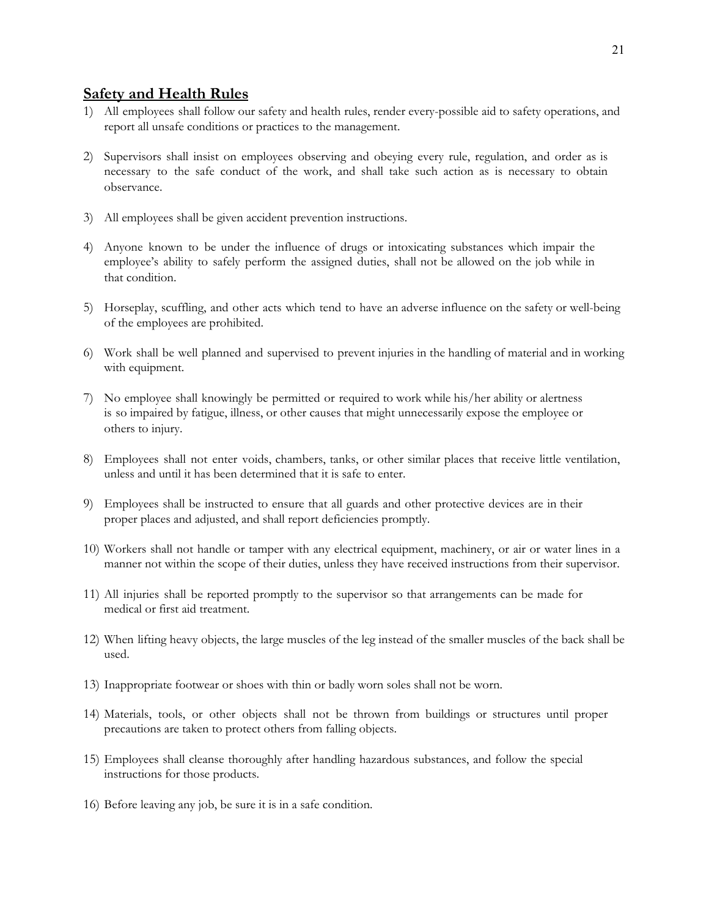## Safety and Health Rules

1) All employees shall follow our safety and health rules, render every-possible aid to safety operations, and report all unsafe conditions or practices to the management.

2) Supervisors shall insist on employees observing and obeying every rule, regulation, and order as is necessary to the safe conduct of the work, and shall take such action as is necessary to obtain observance.

3) All employees shall be given accident prevention instructions.

4) Anyone known to be under the influence of drugs or intoxicating substances which impair the employee's ability to safely perform the assigned duties, shall not be allowed on the job while in that condition.

5) Horseplay, scuffling, and other acts which tend to have an adverse influence on the safety or well-being of the employees are prohibited.

6) Work shall be well planned and supervised to prevent injuries in the handling of material and in working with equipment.

7) No employee shall knowingly be permitted or required to work while his/her ability or alertness is so impaired by fatigue, illness, or other causes that might unnecessarily expose the employee or others to injury.

8) Employees shall not enter voids, chambers, tanks, or other similar places that receive little ventilation, unless and until it has been determined that it is safe to enter.

9) Employees shall be instructed to ensure that all guards and other protective devices are in their proper places and adjusted, and shall report deficiencies promptly.

10) Workers shall not handle or tamper with any electrical equipment, machinery, or air or water lines in a manner not within the scope of their duties, unless they have received instructions from their supervisor.

11) All injuries shall be reported promptly to the supervisor so that arrangements can be made for medical or first aid treatment.

12) When lifting heavy objects, the large muscles of the leg instead of the smaller muscles of the back shall be used.

13) Inappropriate footwear or shoes with thin or badly worn soles shall not be worn.

14) Materials, tools, or other objects shall not be thrown from buildings or structures until proper precautions are taken to protect others from falling objects.

15) Employees shall cleanse thoroughly after handling hazardous substances, and follow the special instructions for those products.

16) Before leaving any job, be sure it is in a safe condition.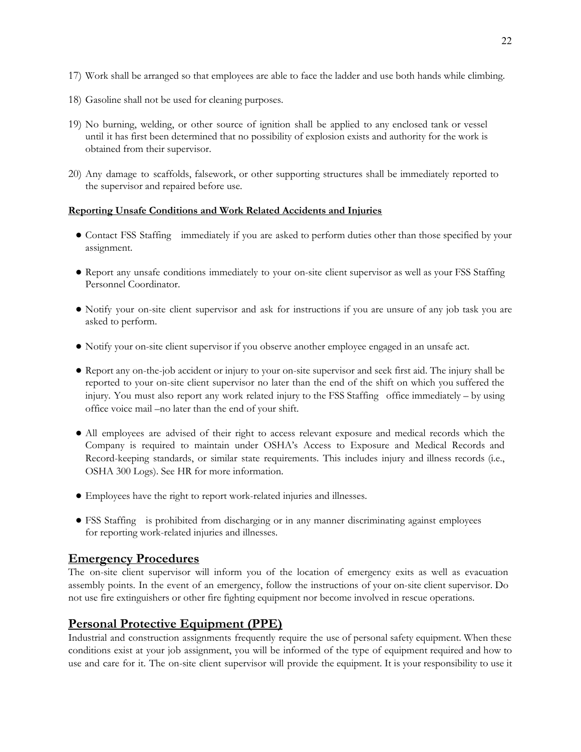17) Work shall be arranged so that employees are able to face the ladder and use both hands while climbing.

18) Gasoline shall not be used for cleaning purposes.

19) No burning, welding, or other source of ignition shall be applied to any enclosed tank or vessel until it has first been determined that no possibility of explosion exists and authority for the work is obtained from their supervisor.

20) Any damage to scaffolds, falsework, or other supporting structures shall be immediately reported to the supervisor and repaired before use.

**Reporting Unsafe Conditions and Work Related Accidents and Injuries**

- Contact FSS Staffing immediately if you are asked to perform duties other than those specified by your assignment.
- Report any unsafe conditions immediately to your on-site client supervisor as well as your FSS Staffing Personnel Coordinator.
- Notify your on-site client supervisor and ask for instructions if you are unsure of any job task you are asked to perform.
- Notify your on-site client supervisor if you observe another employee engaged in an unsafe act.
- Report any on-the-job accident or injury to your on-site supervisor and seek first aid. The injury shall be reported to your on-site client supervisor no later than the end of the shift on which you suffered the injury. You must also report any work related injury to the FSS Staffing office immediately – by using office voice mail –no later than the end of your shift.
- All employees are advised of their right to access relevant exposure and medical records which the Company is required to maintain under OSHA's Access to Exposure and Medical Records and Record-keeping standards, or similar state requirements. This includes injury and illness records (i.e., OSHA 300 Logs). See HR for more information.
- Employees have the right to report work-related injuries and illnesses.
- FSS Staffing is prohibited from discharging or in any manner discriminating against employees for reporting work-related injuries and illnesses.

## Emergency Procedures

The on-site client supervisor will inform you of the location of emergency exits as well as evacuation assembly points. In the event of an emergency, follow the instructions of your on-site client supervisor. Do not use fire extinguishers or other fire fighting equipment nor become involved in rescue operations.

## Personal Protective Equipment (PPE)

Industrial and construction assignments frequently require the use of personal safety equipment. When these conditions exist at your job assignment, you will be informed of the type of equipment required and how to use and care for it. The on-site client supervisor will provide the equipment. It is your responsibility to use it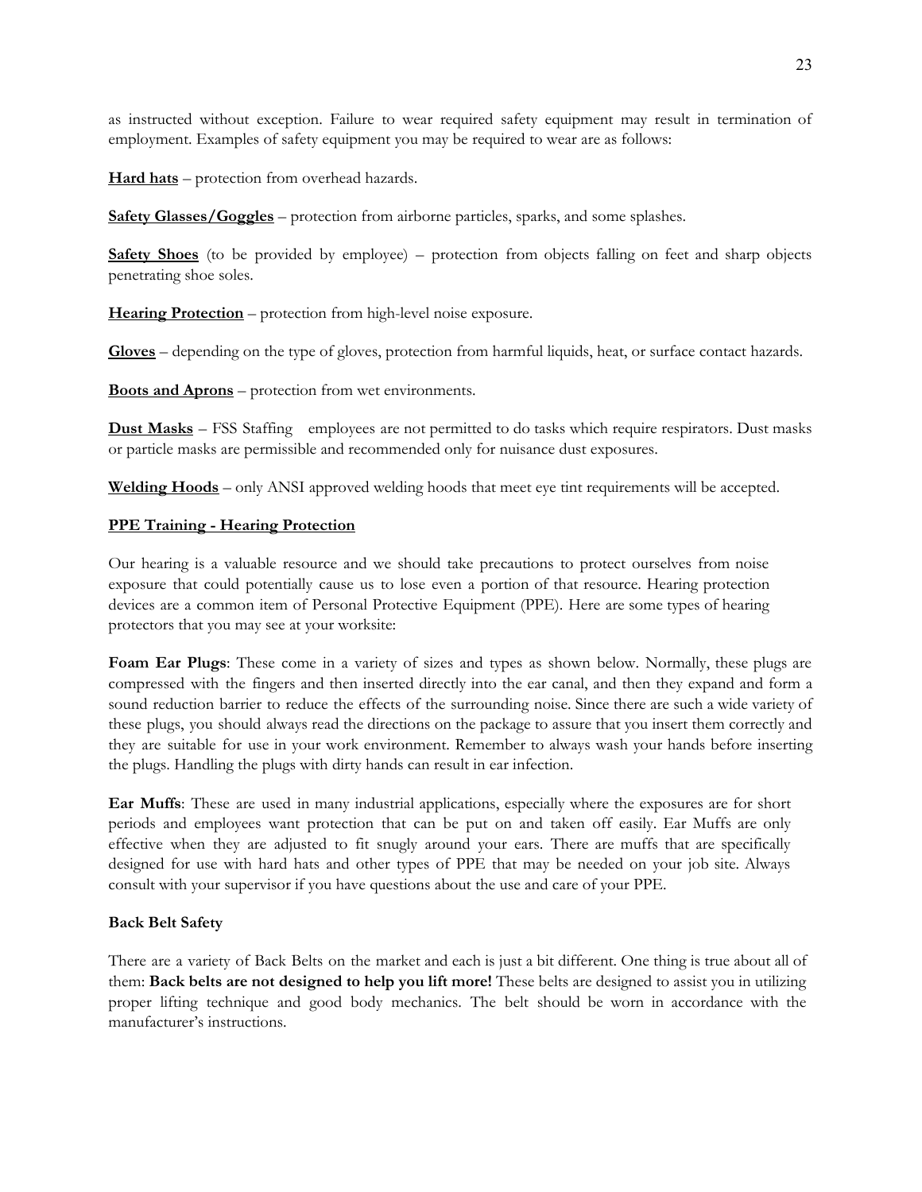as instructed without exception. Failure to wear required safety equipment may result in termination of employment. Examples of safety equipment you may be required to wear are as follows:

**Hard hats** – protection from overhead hazards.

**Safety Glasses/Goggles** – protection from airborne particles, sparks, and some splashes.

**Safety Shoes** (to be provided by employee) – protection from objects falling on feet and sharp objects penetrating shoe soles.

**Hearing Protection** – protection from high-level noise exposure.

**Gloves** – depending on the type of gloves, protection from harmful liquids, heat, or surface contact hazards.

**Boots and Aprons** – protection from wet environments.

**Dust Masks** – FSS Staffing employees are not permitted to do tasks which require respirators. Dust masks or particle masks are permissible and recommended only for nuisance dust exposures.

**Welding Hoods** – only ANSI approved welding hoods that meet eye tint requirements will be accepted.

**PPE Training - Hearing Protection**

Our hearing is a valuable resource and we should take precautions to protect ourselves from noise exposure that could potentially cause us to lose even a portion of that resource. Hearing protection devices are a common item of Personal Protective Equipment (PPE). Here are some types of hearing protectors that you may see at your worksite:

**Foam Ear Plugs**: These come in a variety of sizes and types as shown below. Normally, these plugs are compressed with the fingers and then inserted directly into the ear canal, and then they expand and form a sound reduction barrier to reduce the effects of the surrounding noise. Since there are such a wide variety of these plugs, you should always read the directions on the package to assure that you insert them correctly and they are suitable for use in your work environment. Remember to always wash your hands before inserting the plugs. Handling the plugs with dirty hands can result in ear infection.

**Ear Muffs**: These are used in many industrial applications, especially where the exposures are for short periods and employees want protection that can be put on and taken off easily. Ear Muffs are only effective when they are adjusted to fit snugly around your ears. There are muffs that are specifically designed for use with hard hats and other types of PPE that may be needed on your job site. Always consult with your supervisor if you have questions about the use and care of your PPE.

**Back Belt Safety**

There are a variety of Back Belts on the market and each is just a bit different. One thing is true about all of them: **Back belts are not designed to help you lift more!** These belts are designed to assist you in utilizing proper lifting technique and good body mechanics. The belt should be worn in accordance with the manufacturer's instructions.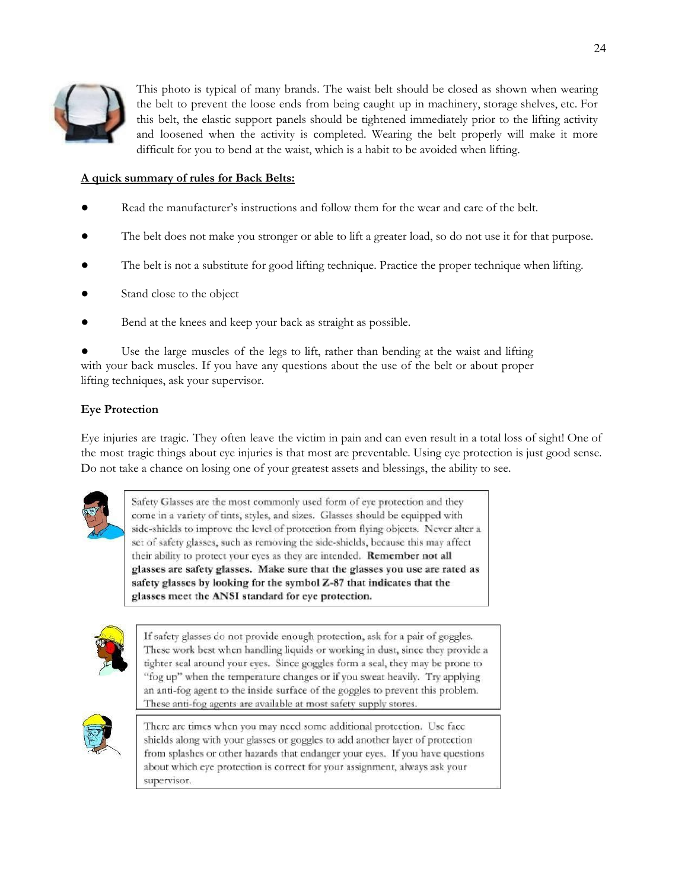This photo is typical of many brands. The waist belt should be closed as shown when wearing the belt to prevent the loose ends from being caught up in machinery, storage shelves, etc. For this belt, the elastic support panels should be tightened immediately prior to the lifting activity and loosened when the activity is completed. Wearing the belt properly will make it more difficult for you to bend at the waist, which is a habit to be avoided when lifting.

**A quick summary of rules for Back Belts:**

- Read the manufacturer's instructions and follow them for the wear and care of the belt.
- The belt does not make you stronger or able to lift a greater load, so do not use it for that purpose.
- The belt is not a substitute for good lifting technique. Practice the proper technique when lifting.
- Stand close to the object
- Bend at the knees and keep your back as straight as possible.
- Use the large muscles of the legs to lift, rather than bending at the waist and lifting with your back muscles. If you have any questions about the use of the belt or about proper lifting techniques, ask your supervisor.

**Eye Protection**

Eye injuries are tragic. They often leave the victim in pain and can even result in a total loss of sight! One of the most tragic things about eye injuries is that most are preventable. Using eye protection is just good sense. Do not take a chance on losing one of your greatest assets and blessings, the ability to see.

Safety Glasses are the most commonly used form of eye protection and they come in a variety of tints, styles, and sizes. Glasses should be equipped with side-shields to improve the level of protection from flying objects. Never alter a set of safety glasses, such as removing the side-shields, because this may affect their ability to protect your eyes as they are intended. **Remember not all glasses are safety glasses. Make sure that the glasses you use are rated as safety glasses by looking for the symbol Z-87 that indicates that the glasses meet the ANSI standard for eye protection.**

If safety glasses do not provide enough protection, ask for a pair of goggles. These work best when handling liquids or working in dust, since they provide a tighter seal around your eyes. Since goggles form a seal, they may be prone to "fog up" when the temperature changes or if you sweat heavily. Try applying an anti-fog agent to the inside surface of the goggles to prevent this problem. These anti-fog agents are available at most safety supply stores.

There are times when you may need some additional protection. Use face shields along with your glasses or goggles to add another layer of protection from splashes or other hazards that endanger your eyes. If you have questions about which eye protection is correct for your assignment, always ask your supervisor.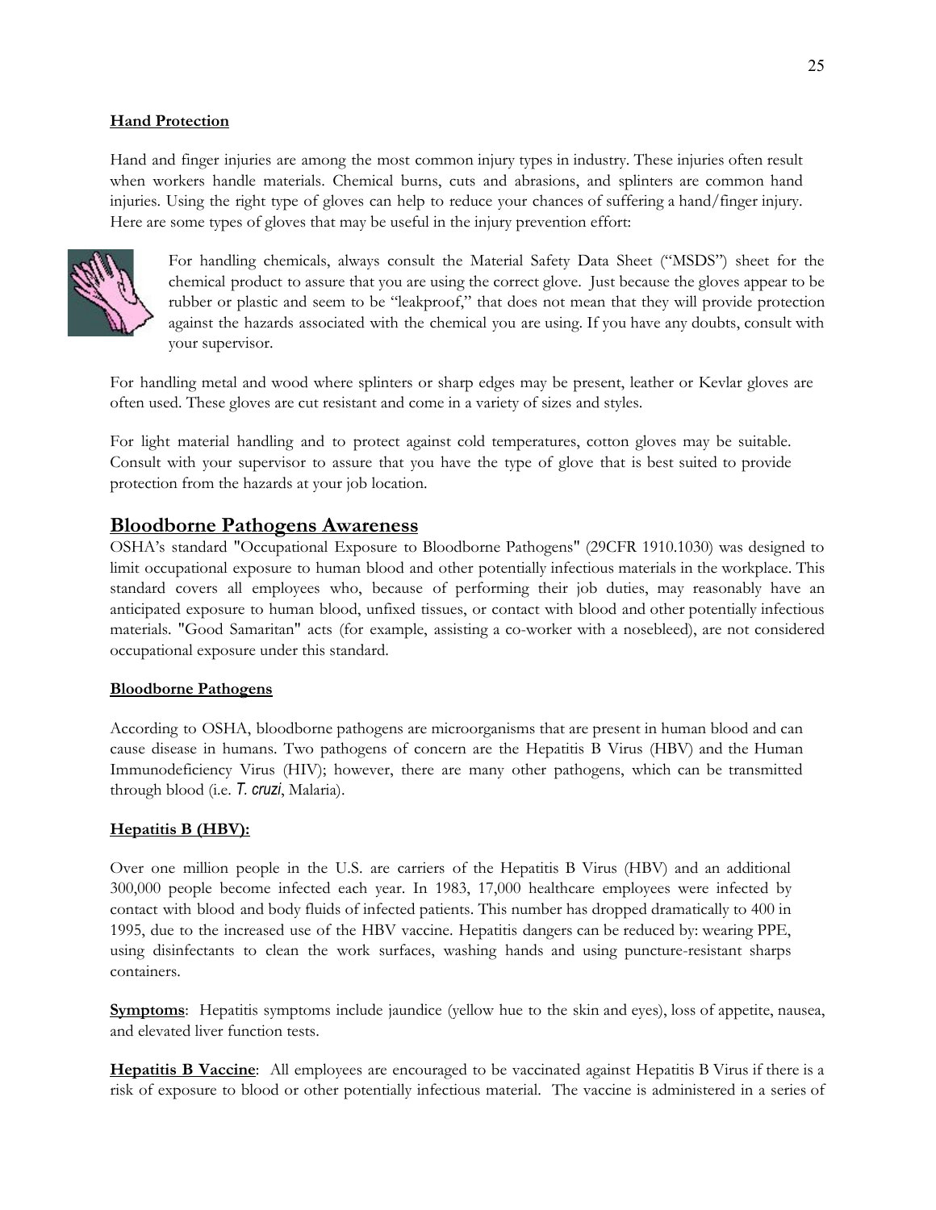**Hand Protection**

Hand and finger injuries are among the most common injury types in industry. These injuries often result when workers handle materials. Chemical burns, cuts and abrasions, and splinters are common hand injuries. Using the right type of gloves can help to reduce your chances of suffering a hand/finger injury. Here are some types of gloves that may be useful in the injury prevention effort:

For handling chemicals, always consult the Material Safety Data Sheet ("MSDS") sheet for the chemical product to assure that you are using the correct glove. Just because the gloves appear to be rubber or plastic and seem to be "leakproof," that does not mean that they will provide protection against the hazards associated with the chemical you are using. If you have any doubts, consult with your supervisor.

For handling metal and wood where splinters or sharp edges may be present, leather or Kevlar gloves are often used. These gloves are cut resistant and come in a variety of sizes and styles.

For light material handling and to protect against cold temperatures, cotton gloves may be suitable. Consult with your supervisor to assure that you have the type of glove that is best suited to provide protection from the hazards at your job location.

## Bloodborne Pathogens Awareness

OSHA's standard "Occupational Exposure to Bloodborne Pathogens" (29CFR 1910.1030) was designed to limit occupational exposure to human blood and other potentially infectious materials in the workplace. This standard covers all employees who, because of performing their job duties, may reasonably have an anticipated exposure to human blood, unfixed tissues, or contact with blood and other potentially infectious materials. "Good Samaritan" acts (for example, assisting a co-worker with a nosebleed), are not considered occupational exposure under this standard.

**Bloodborne Pathogens**

According to OSHA, bloodborne pathogens are microorganisms that are present in human blood and can cause disease in humans. Two pathogens of concern are the Hepatitis B Virus (HBV) and the Human Immunodeficiency Virus (HIV); however, there are many other pathogens, which can be transmitted through blood (i.e. *T. cruzi*, Malaria).

**Hepatitis B (HBV):**

Over one million people in the U.S. are carriers of the Hepatitis B Virus (HBV) and an additional 300,000 people become infected each year. In 1983, 17,000 healthcare employees were infected by contact with blood and body fluids of infected patients. This number has dropped dramatically to 400 in 1995, due to the increased use of the HBV vaccine. Hepatitis dangers can be reduced by: wearing PPE, using disinfectants to clean the work surfaces, washing hands and using puncture-resistant sharps containers.

**Symptoms**: Hepatitis symptoms include jaundice (yellow hue to the skin and eyes), loss of appetite, nausea, and elevated liver function tests.

**Hepatitis B Vaccine**: All employees are encouraged to be vaccinated against Hepatitis B Virus if there is a risk of exposure to blood or other potentially infectious material. The vaccine is administered in a series of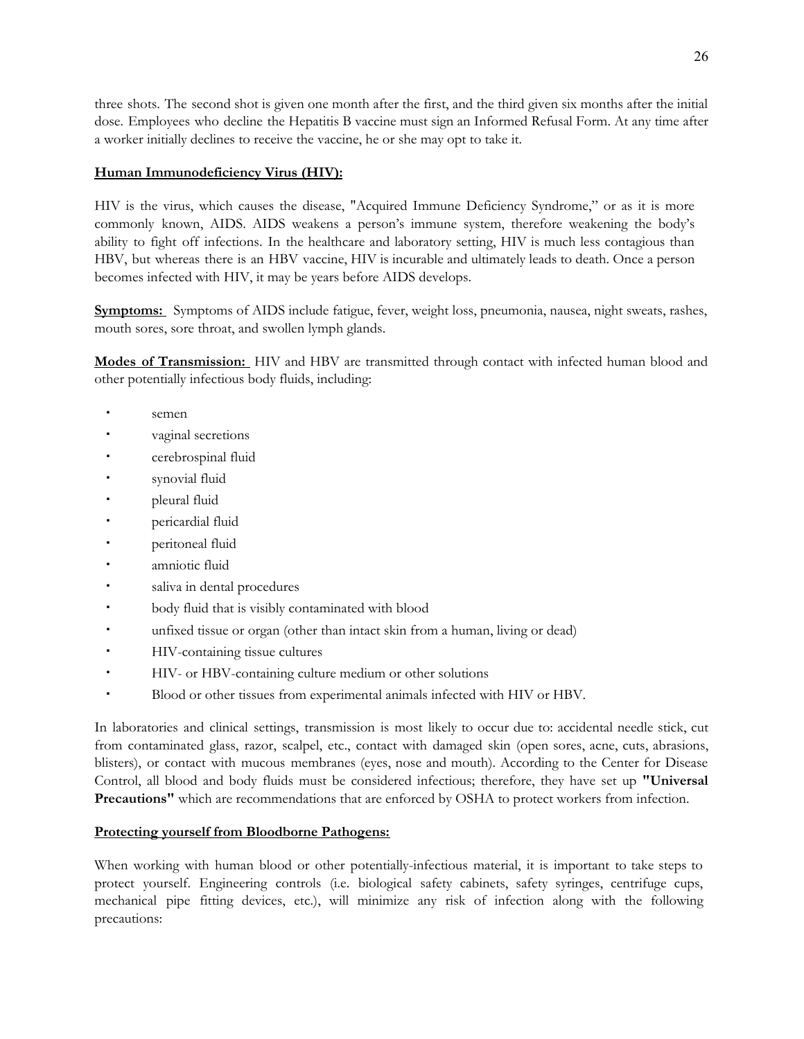three shots. The second shot is given one month after the first, and the third given six months after the initial dose. Employees who decline the Hepatitis B vaccine must sign an Informed Refusal Form. At any time after a worker initially declines to receive the vaccine, he or she may opt to take it.

**Human Immunodeficiency Virus (HIV):**

HIV is the virus, which causes the disease, "Acquired Immune Deficiency Syndrome," or as it is more commonly known, AIDS. AIDS weakens a person's immune system, therefore weakening the body's ability to fight off infections. In the healthcare and laboratory setting, HIV is much less contagious than HBV, but whereas there is an HBV vaccine, HIV is incurable and ultimately leads to death. Once a person becomes infected with HIV, it may be years before AIDS develops.

**Symptoms:** Symptoms of AIDS include fatigue, fever, weight loss, pneumonia, nausea, night sweats, rashes, mouth sores, sore throat, and swollen lymph glands.

**Modes of Transmission:** HIV and HBV are transmitted through contact with infected human blood and other potentially infectious body fluids, including:

- semen
- vaginal secretions
- cerebrospinal fluid
- synovial fluid
- pleural fluid
- pericardial fluid
- peritoneal fluid
- amniotic fluid
- saliva in dental procedures
- body fluid that is visibly contaminated with blood
- unfixed tissue or organ (other than intact skin from a human, living or dead)
- HIV-containing tissue cultures
- HIV- or HBV-containing culture medium or other solutions
- Blood or other tissues from experimental animals infected with HIV or HBV.

In laboratories and clinical settings, transmission is most likely to occur due to: accidental needle stick, cut from contaminated glass, razor, scalpel, etc., contact with damaged skin (open sores, acne, cuts, abrasions, blisters), or contact with mucous membranes (eyes, nose and mouth). According to the Center for Disease Control, all blood and body fluids must be considered infectious; therefore, they have set up **"Universal Precautions"** which are recommendations that are enforced by OSHA to protect workers from infection.

**Protecting yourself from Bloodborne Pathogens:**

When working with human blood or other potentially-infectious material, it is important to take steps to protect yourself. Engineering controls (i.e. biological safety cabinets, safety syringes, centrifuge cups, mechanical pipe fitting devices, etc.), will minimize any risk of infection along with the following precautions: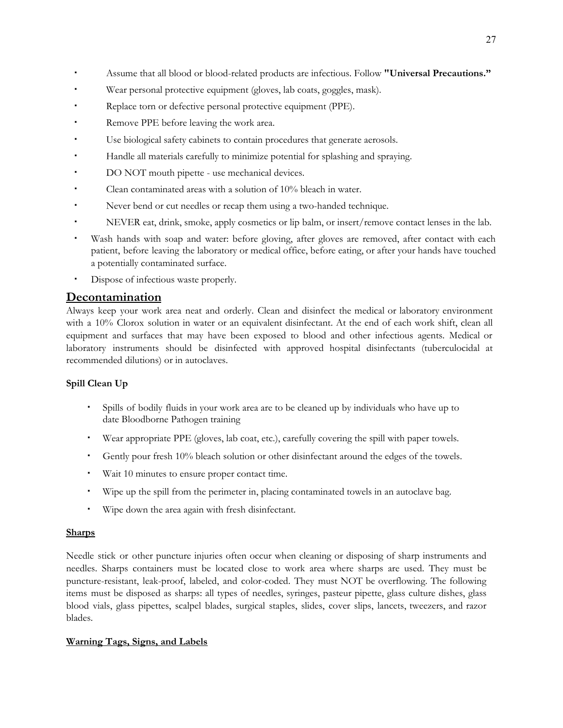- Assume that all blood or blood-related products are infectious. Follow **"Universal Precautions."**
- Wear personal protective equipment (gloves, lab coats, goggles, mask).
- Replace torn or defective personal protective equipment (PPE).
- Remove PPE before leaving the work area.
- Use biological safety cabinets to contain procedures that generate aerosols.
- Handle all materials carefully to minimize potential for splashing and spraying.
- DO NOT mouth pipette - use mechanical devices.
- Clean contaminated areas with a solution of 10% bleach in water.
- Never bend or cut needles or recap them using a two-handed technique.
- NEVER eat, drink, smoke, apply cosmetics or lip balm, or insert/remove contact lenses in the lab.
- Wash hands with soap and water: before gloving, after gloves are removed, after contact with each patient, before leaving the laboratory or medical office, before eating, or after your hands have touched a potentially contaminated surface.
- Dispose of infectious waste properly.

## Decontamination

Always keep your work area neat and orderly. Clean and disinfect the medical or laboratory environment with a 10% Clorox solution in water or an equivalent disinfectant. At the end of each work shift, clean all equipment and surfaces that may have been exposed to blood and other infectious agents. Medical or laboratory instruments should be disinfected with approved hospital disinfectants (tuberculocidal at recommended dilutions) or in autoclaves.

### Spill Clean Up

- Spills of bodily fluids in your work area are to be cleaned up by individuals who have up to date Bloodborne Pathogen training
- Wear appropriate PPE (gloves, lab coat, etc.), carefully covering the spill with paper towels.
- Gently pour fresh 10% bleach solution or other disinfectant around the edges of the towels.
- Wait 10 minutes to ensure proper contact time.
- Wipe up the spill from the perimeter in, placing contaminated towels in an autoclave bag.
- Wipe down the area again with fresh disinfectant.

### Sharps

Needle stick or other puncture injuries often occur when cleaning or disposing of sharp instruments and needles. Sharps containers must be located close to work area where sharps are used. They must be puncture-resistant, leak-proof, labeled, and color-coded. They must NOT be overflowing. The following items must be disposed as sharps: all types of needles, syringes, pasteur pipette, glass culture dishes, glass blood vials, glass pipettes, scalpel blades, surgical staples, slides, cover slips, lancets, tweezers, and razor blades.

### Warning Tags, Signs, and Labels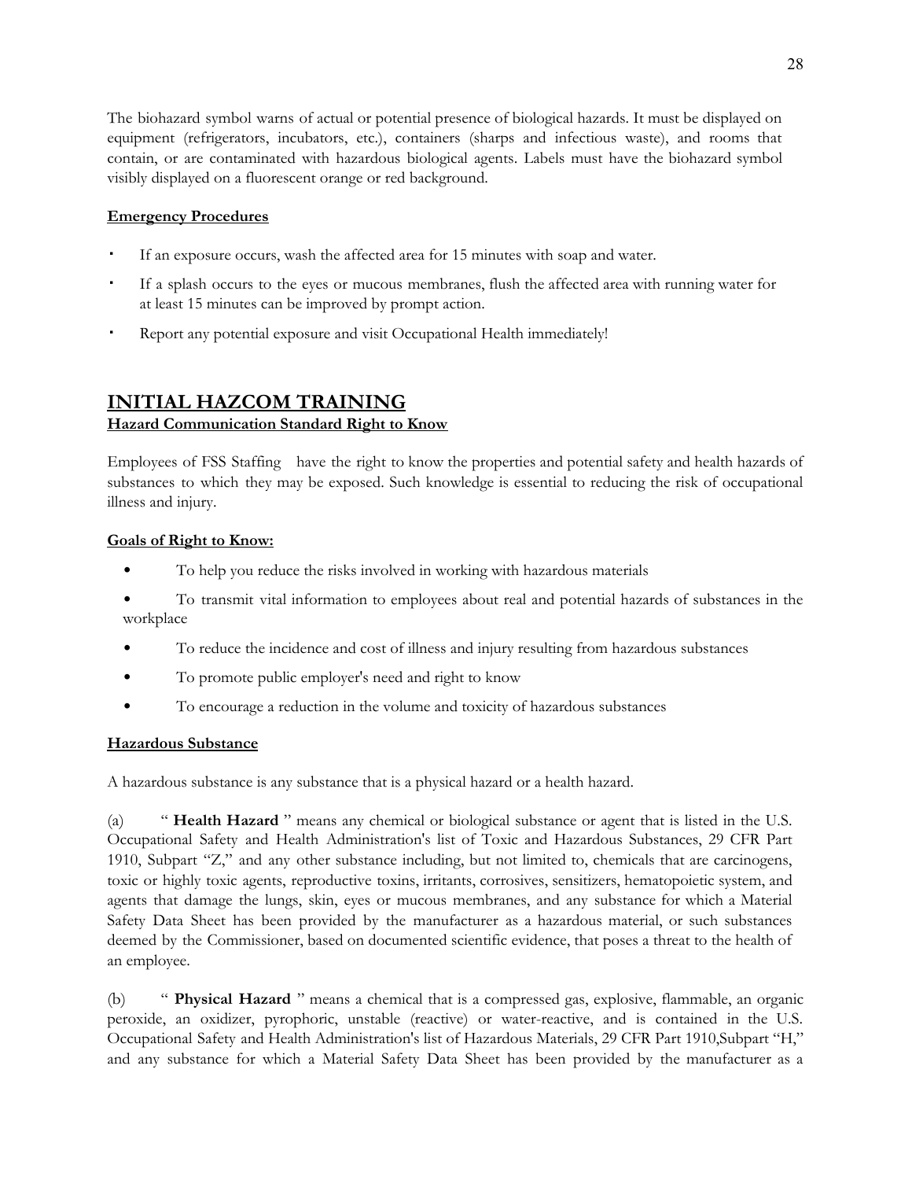The biohazard symbol warns of actual or potential presence of biological hazards. It must be displayed on equipment (refrigerators, incubators, etc.), containers (sharps and infectious waste), and rooms that contain, or are contaminated with hazardous biological agents. Labels must have the biohazard symbol visibly displayed on a fluorescent orange or red background.

**Emergency Procedures**

- If an exposure occurs, wash the affected area for 15 minutes with soap and water.
- If a splash occurs to the eyes or mucous membranes, flush the affected area with running water for at least 15 minutes can be improved by prompt action.
- Report any potential exposure and visit Occupational Health immediately!

# INITIAL HAZCOM TRAINING

**Hazard Communication Standard Right to Know**

Employees of FSS Staffing have the right to know the properties and potential safety and health hazards of substances to which they may be exposed. Such knowledge is essential to reducing the risk of occupational illness and injury.

**Goals of Right to Know:**

- To help you reduce the risks involved in working with hazardous materials
- To transmit vital information to employees about real and potential hazards of substances in the workplace
- To reduce the incidence and cost of illness and injury resulting from hazardous substances
- To promote public employer's need and right to know
- To encourage a reduction in the volume and toxicity of hazardous substances

**Hazardous Substance**

A hazardous substance is any substance that is a physical hazard or a health hazard.

(a) " **Health Hazard** " means any chemical or biological substance or agent that is listed in the U.S. Occupational Safety and Health Administration's list of Toxic and Hazardous Substances, 29 CFR Part 1910, Subpart "Z," and any other substance including, but not limited to, chemicals that are carcinogens, toxic or highly toxic agents, reproductive toxins, irritants, corrosives, sensitizers, hematopoietic system, and agents that damage the lungs, skin, eyes or mucous membranes, and any substance for which a Material Safety Data Sheet has been provided by the manufacturer as a hazardous material, or such substances deemed by the Commissioner, based on documented scientific evidence, that poses a threat to the health of an employee.

(b) " **Physical Hazard** " means a chemical that is a compressed gas, explosive, flammable, an organic peroxide, an oxidizer, pyrophoric, unstable (reactive) or water-reactive, and is contained in the U.S. Occupational Safety and Health Administration's list of Hazardous Materials, 29 CFR Part 1910,Subpart "H," and any substance for which a Material Safety Data Sheet has been provided by the manufacturer as a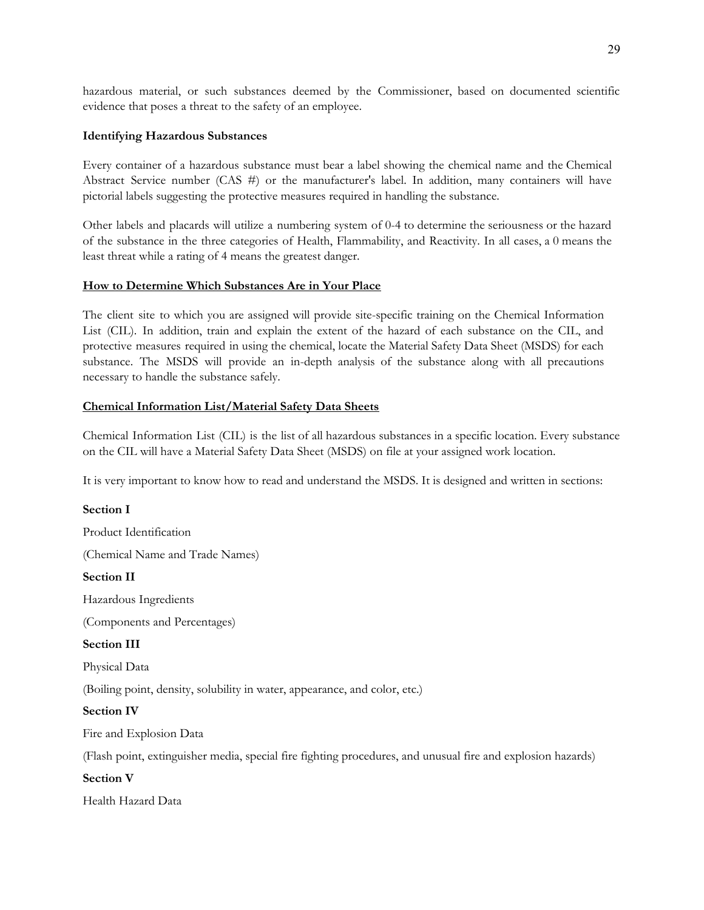hazardous material, or such substances deemed by the Commissioner, based on documented scientific evidence that poses a threat to the safety of an employee.

**Identifying Hazardous Substances**

Every container of a hazardous substance must bear a label showing the chemical name and the Chemical Abstract Service number (CAS #) or the manufacturer's label. In addition, many containers will have pictorial labels suggesting the protective measures required in handling the substance.

Other labels and placards will utilize a numbering system of 0-4 to determine the seriousness or the hazard of the substance in the three categories of Health, Flammability, and Reactivity. In all cases, a 0 means the least threat while a rating of 4 means the greatest danger.

**<u>How to Determine Which Substances Are in Your Place</u>**

The client site to which you are assigned will provide site-specific training on the Chemical Information List (CIL). In addition, train and explain the extent of the hazard of each substance on the CIL, and protective measures required in using the chemical, locate the Material Safety Data Sheet (MSDS) for each substance. The MSDS will provide an in-depth analysis of the substance along with all precautions necessary to handle the substance safely.

**<u>Chemical Information List/Material Safety Data Sheets</u>**

Chemical Information List (CIL) is the list of all hazardous substances in a specific location. Every substance on the CIL will have a Material Safety Data Sheet (MSDS) on file at your assigned work location.

It is very important to know how to read and understand the MSDS. It is designed and written in sections:

**Section I**

Product Identification

(Chemical Name and Trade Names)

**Section II**

Hazardous Ingredients

(Components and Percentages)

**Section III**

Physical Data

(Boiling point, density, solubility in water, appearance, and color, etc.)

**Section IV**

Fire and Explosion Data

(Flash point, extinguisher media, special fire fighting procedures, and unusual fire and explosion hazards)

**Section V**

Health Hazard Data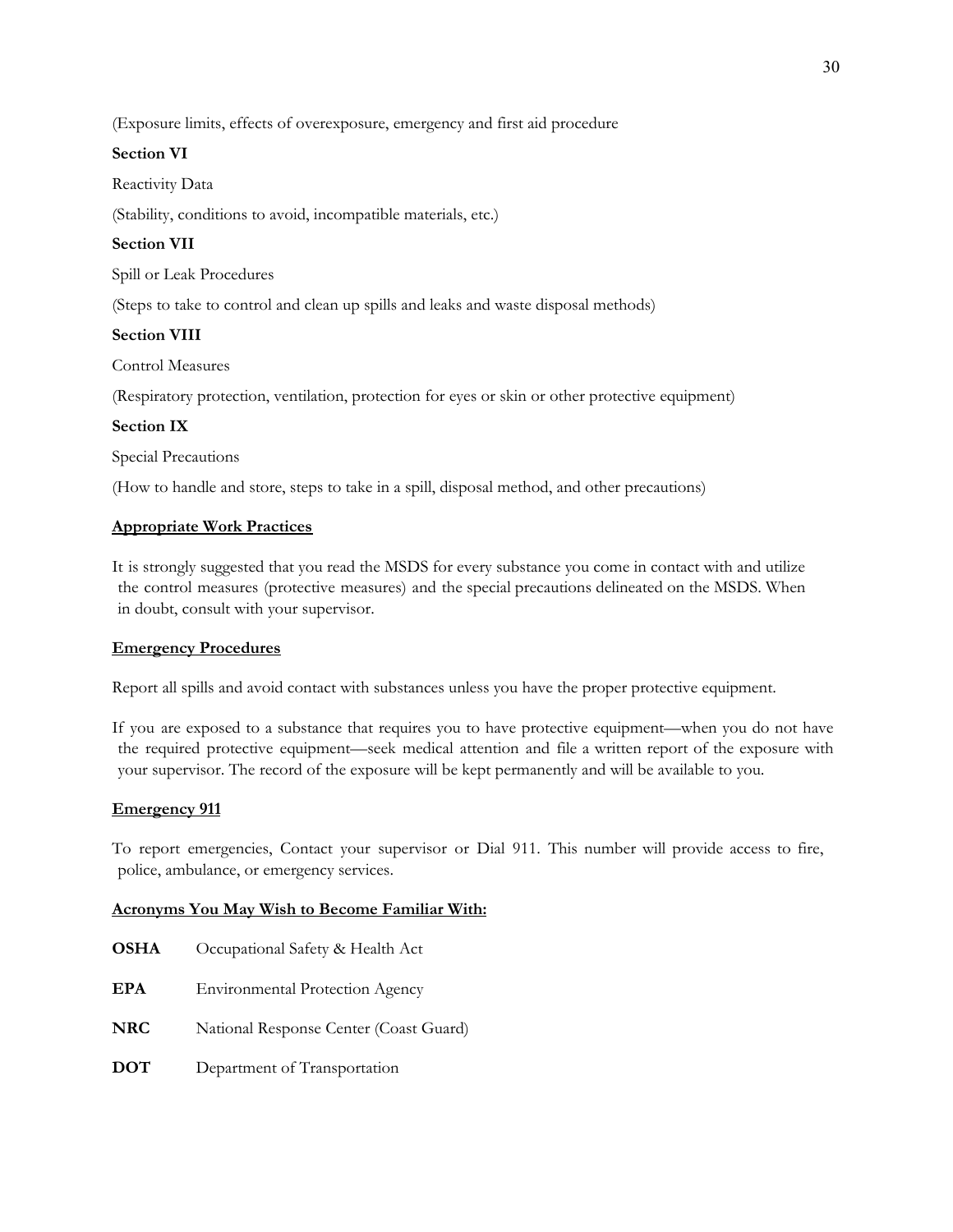(Exposure limits, effects of overexposure, emergency and first aid procedure

**Section VI**

Reactivity Data

(Stability, conditions to avoid, incompatible materials, etc.)

**Section VII**

Spill or Leak Procedures

(Steps to take to control and clean up spills and leaks and waste disposal methods)

**Section VIII**

Control Measures

(Respiratory protection, ventilation, protection for eyes or skin or other protective equipment)

**Section IX**

Special Precautions

(How to handle and store, steps to take in a spill, disposal method, and other precautions)

**<u>Appropriate Work Practices</u>**

It is strongly suggested that you read the MSDS for every substance you come in contact with and utilize the control measures (protective measures) and the special precautions delineated on the MSDS. When in doubt, consult with your supervisor.

**<u>Emergency Procedures</u>**

Report all spills and avoid contact with substances unless you have the proper protective equipment.

If you are exposed to a substance that requires you to have protective equipment—when you do not have the required protective equipment—seek medical attention and file a written report of the exposure with your supervisor. The record of the exposure will be kept permanently and will be available to you.

**<u>Emergency 911</u>**

To report emergencies, Contact your supervisor or Dial 911. This number will provide access to fire, police, ambulance, or emergency services.

**<u>Acronyms You May Wish to Become Familiar With:</u>**

**OSHA** Occupational Safety & Health Act

**EPA** Environmental Protection Agency

**NRC** National Response Center (Coast Guard)

**DOT** Department of Transportation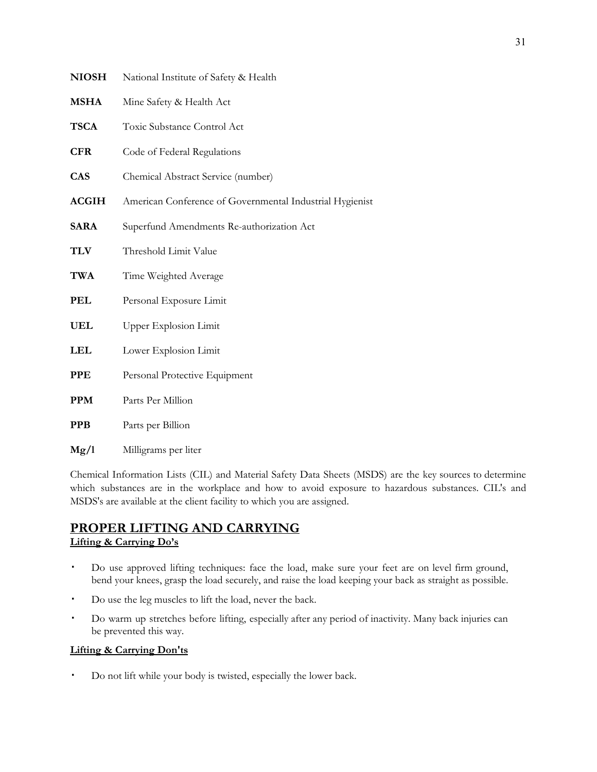**NIOSH** National Institute of Safety & Health

**MSHA** Mine Safety & Health Act

**TSCA** Toxic Substance Control Act

**CFR** Code of Federal Regulations

**CAS** Chemical Abstract Service (number)

**ACGIH** American Conference of Governmental Industrial Hygienist

**SARA** Superfund Amendments Re-authorization Act

**TLV** Threshold Limit Value

**TWA** Time Weighted Average

**PEL** Personal Exposure Limit

**UEL** Upper Explosion Limit

**LEL** Lower Explosion Limit

**PPE** Personal Protective Equipment

**PPM** Parts Per Million

**PPB** Parts per Billion

**Mg/l** Milligrams per liter

Chemical Information Lists (CIL) and Material Safety Data Sheets (MSDS) are the key sources to determine which substances are in the workplace and how to avoid exposure to hazardous substances. CIL's and MSDS's are available at the client facility to which you are assigned.

## PROPER LIFTING AND CARRYING

### Lifting & Carrying Do's

- Do use approved lifting techniques: face the load, make sure your feet are on level firm ground, bend your knees, grasp the load securely, and raise the load keeping your back as straight as possible.
- Do use the leg muscles to lift the load, never the back.
- Do warm up stretches before lifting, especially after any period of inactivity. Many back injuries can be prevented this way.

### Lifting & Carrying Don'ts

- Do not lift while your body is twisted, especially the lower back.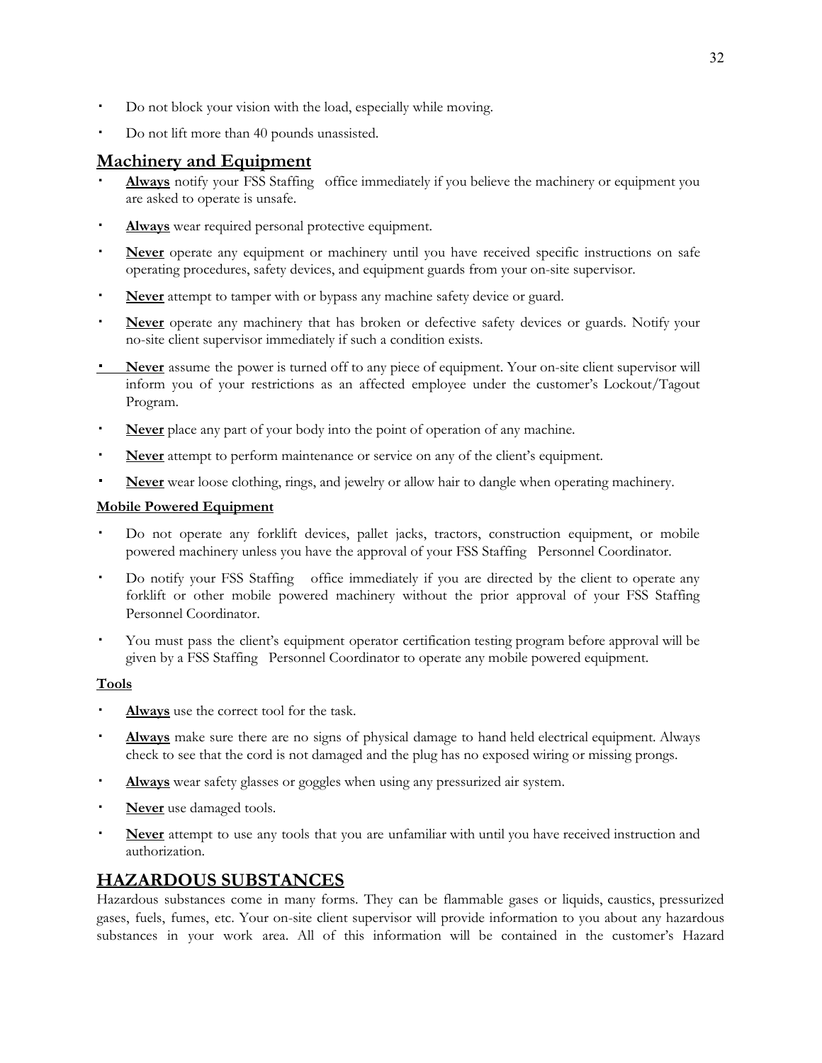- Do not block your vision with the load, especially while moving.
- Do not lift more than 40 pounds unassisted.

## Machinery and Equipment

- **Always** notify your FSS Staffing office immediately if you believe the machinery or equipment you are asked to operate is unsafe.
- **Always** wear required personal protective equipment.
- **Never** operate any equipment or machinery until you have received specific instructions on safe operating procedures, safety devices, and equipment guards from your on-site supervisor.
- **Never** attempt to tamper with or bypass any machine safety device or guard.
- **Never** operate any machinery that has broken or defective safety devices or guards. Notify your no-site client supervisor immediately if such a condition exists.
- **Never** assume the power is turned off to any piece of equipment. Your on-site client supervisor will inform you of your restrictions as an affected employee under the customer's Lockout/Tagout Program.
- **Never** place any part of your body into the point of operation of any machine.
- **Never** attempt to perform maintenance or service on any of the client's equipment.
- **Never** wear loose clothing, rings, and jewelry or allow hair to dangle when operating machinery.

### Mobile Powered Equipment

- Do not operate any forklift devices, pallet jacks, tractors, construction equipment, or mobile powered machinery unless you have the approval of your FSS Staffing Personnel Coordinator.
- Do notify your FSS Staffing office immediately if you are directed by the client to operate any forklift or other mobile powered machinery without the prior approval of your FSS Staffing Personnel Coordinator.
- You must pass the client's equipment operator certification testing program before approval will be given by a FSS Staffing Personnel Coordinator to operate any mobile powered equipment.

### Tools

- **Always** use the correct tool for the task.
- **Always** make sure there are no signs of physical damage to hand held electrical equipment. Always check to see that the cord is not damaged and the plug has no exposed wiring or missing prongs.
- **Always** wear safety glasses or goggles when using any pressurized air system.
- **Never** use damaged tools.
- **Never** attempt to use any tools that you are unfamiliar with until you have received instruction and authorization.

## HAZARDOUS SUBSTANCES

Hazardous substances come in many forms. They can be flammable gases or liquids, caustics, pressurized gases, fuels, fumes, etc. Your on-site client supervisor will provide information to you about any hazardous substances in your work area. All of this information will be contained in the customer's Hazard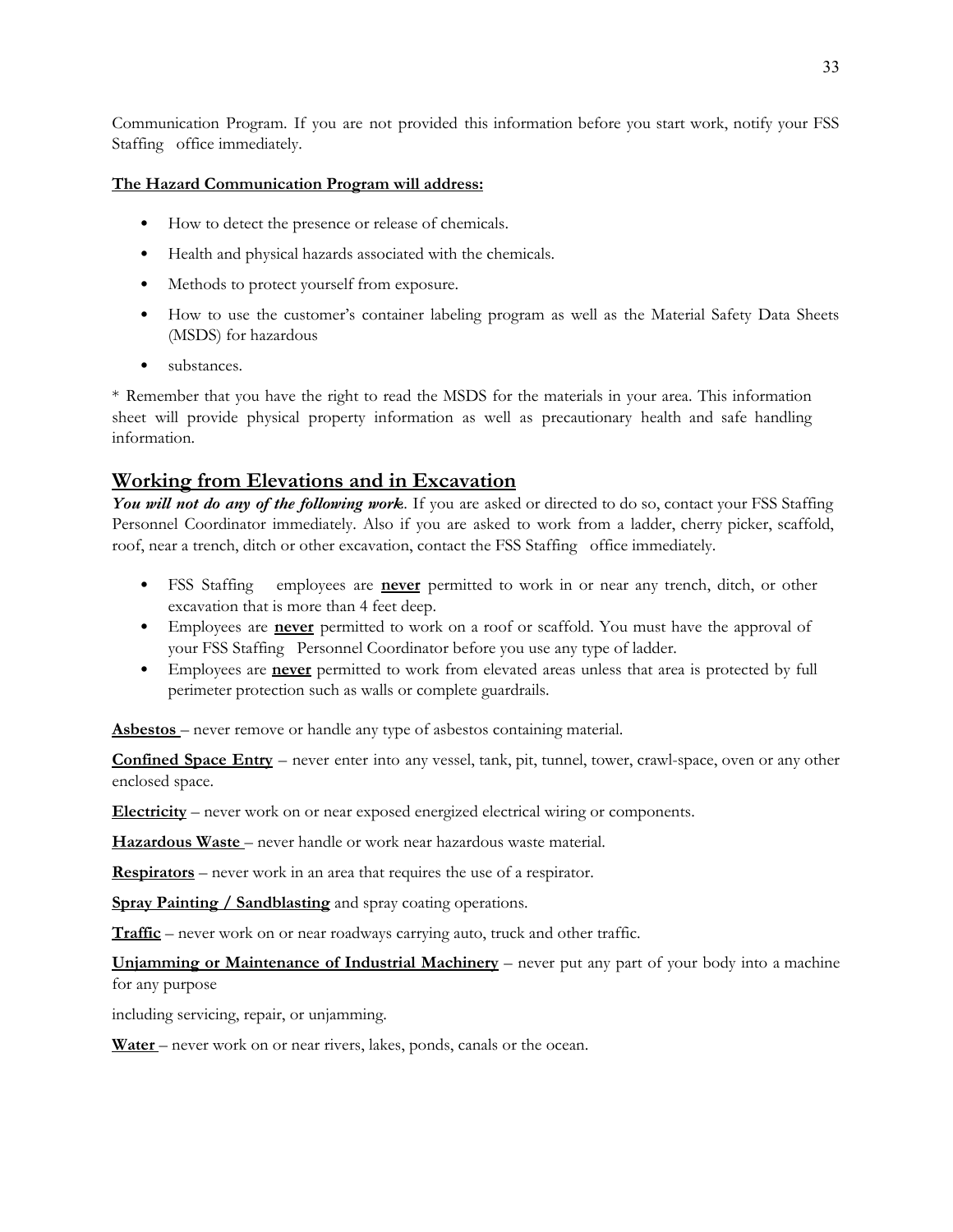Communication Program. If you are not provided this information before you start work, notify your FSS Staffing office immediately.

**The Hazard Communication Program will address:**

- How to detect the presence or release of chemicals.
- Health and physical hazards associated with the chemicals.
- Methods to protect yourself from exposure.
- How to use the customer's container labeling program as well as the Material Safety Data Sheets (MSDS) for hazardous
- substances.

* Remember that you have the right to read the MSDS for the materials in your area. This information sheet will provide physical property information as well as precautionary health and safe handling information.

## Working from Elevations and in Excavation

***You will not do any of the following work***. If you are asked or directed to do so, contact your FSS Staffing Personnel Coordinator immediately. Also if you are asked to work from a ladder, cherry picker, scaffold, roof, near a trench, ditch or other excavation, contact the FSS Staffing office immediately.

- FSS Staffing employees are **never** permitted to work in or near any trench, ditch, or other excavation that is more than 4 feet deep.
- Employees are **never** permitted to work on a roof or scaffold. You must have the approval of your FSS Staffing Personnel Coordinator before you use any type of ladder.
- Employees are **never** permitted to work from elevated areas unless that area is protected by full perimeter protection such as walls or complete guardrails.

**Asbestos** – never remove or handle any type of asbestos containing material.

**Confined Space Entry** – never enter into any vessel, tank, pit, tunnel, tower, crawl-space, oven or any other enclosed space.

**Electricity** – never work on or near exposed energized electrical wiring or components.

**Hazardous Waste** – never handle or work near hazardous waste material.

**Respirators** – never work in an area that requires the use of a respirator.

**Spray Painting / Sandblasting** and spray coating operations.

**Traffic** – never work on or near roadways carrying auto, truck and other traffic.

**Unjamming or Maintenance of Industrial Machinery** – never put any part of your body into a machine for any purpose

including servicing, repair, or unjamming.

**Water** – never work on or near rivers, lakes, ponds, canals or the ocean.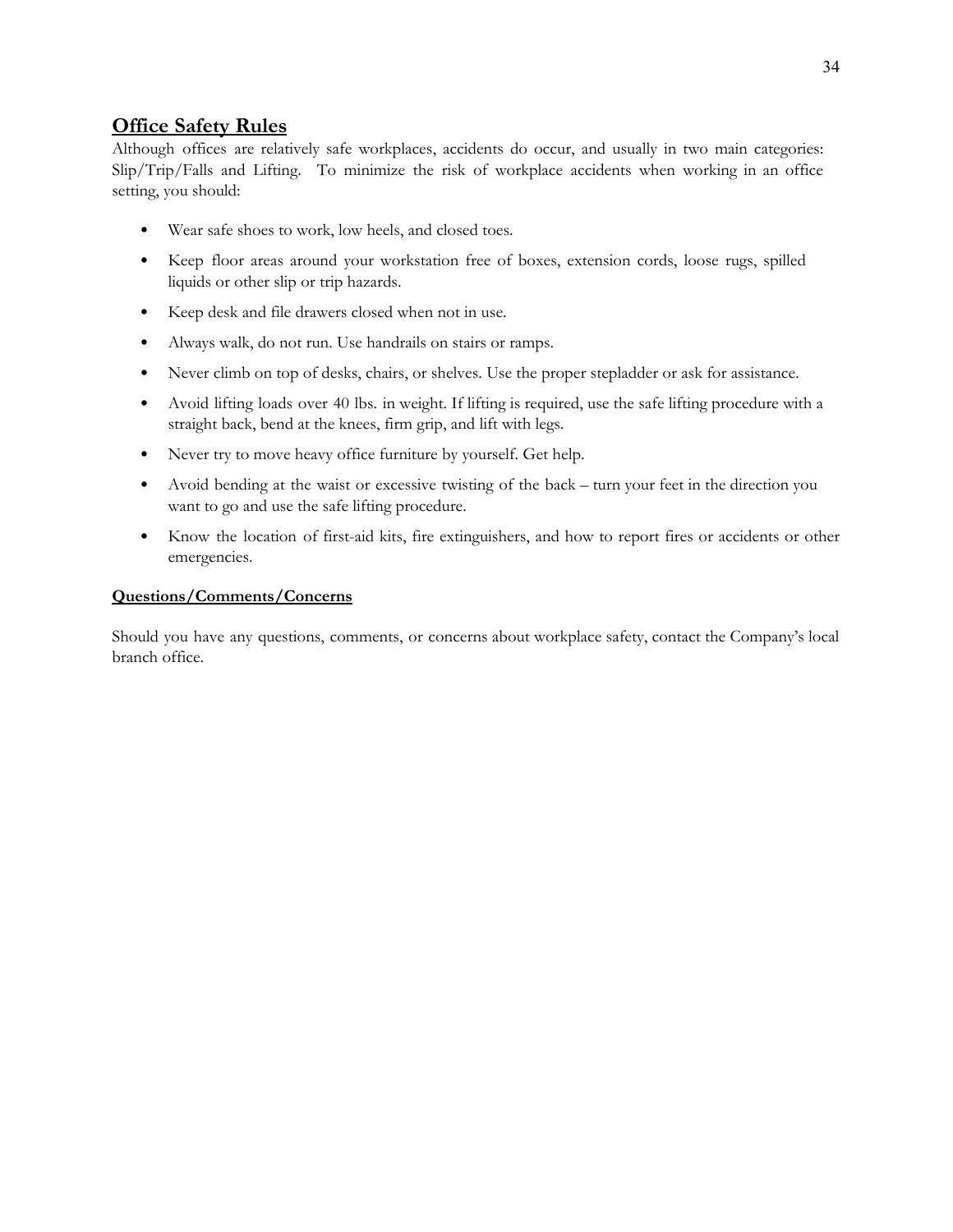## Office Safety Rules

Although offices are relatively safe workplaces, accidents do occur, and usually in two main categories: Slip/Trip/Falls and Lifting. To minimize the risk of workplace accidents when working in an office setting, you should:

- Wear safe shoes to work, low heels, and closed toes.
- Keep floor areas around your workstation free of boxes, extension cords, loose rugs, spilled liquids or other slip or trip hazards.
- Keep desk and file drawers closed when not in use.
- Always walk, do not run. Use handrails on stairs or ramps.
- Never climb on top of desks, chairs, or shelves. Use the proper stepladder or ask for assistance.
- Avoid lifting loads over 40 lbs. in weight. If lifting is required, use the safe lifting procedure with a straight back, bend at the knees, firm grip, and lift with legs.
- Never try to move heavy office furniture by yourself. Get help.
- Avoid bending at the waist or excessive twisting of the back – turn your feet in the direction you want to go and use the safe lifting procedure.
- Know the location of first-aid kits, fire extinguishers, and how to report fires or accidents or other emergencies.

**Questions/Comments/Concerns**

Should you have any questions, comments, or concerns about workplace safety, contact the Company's local branch office.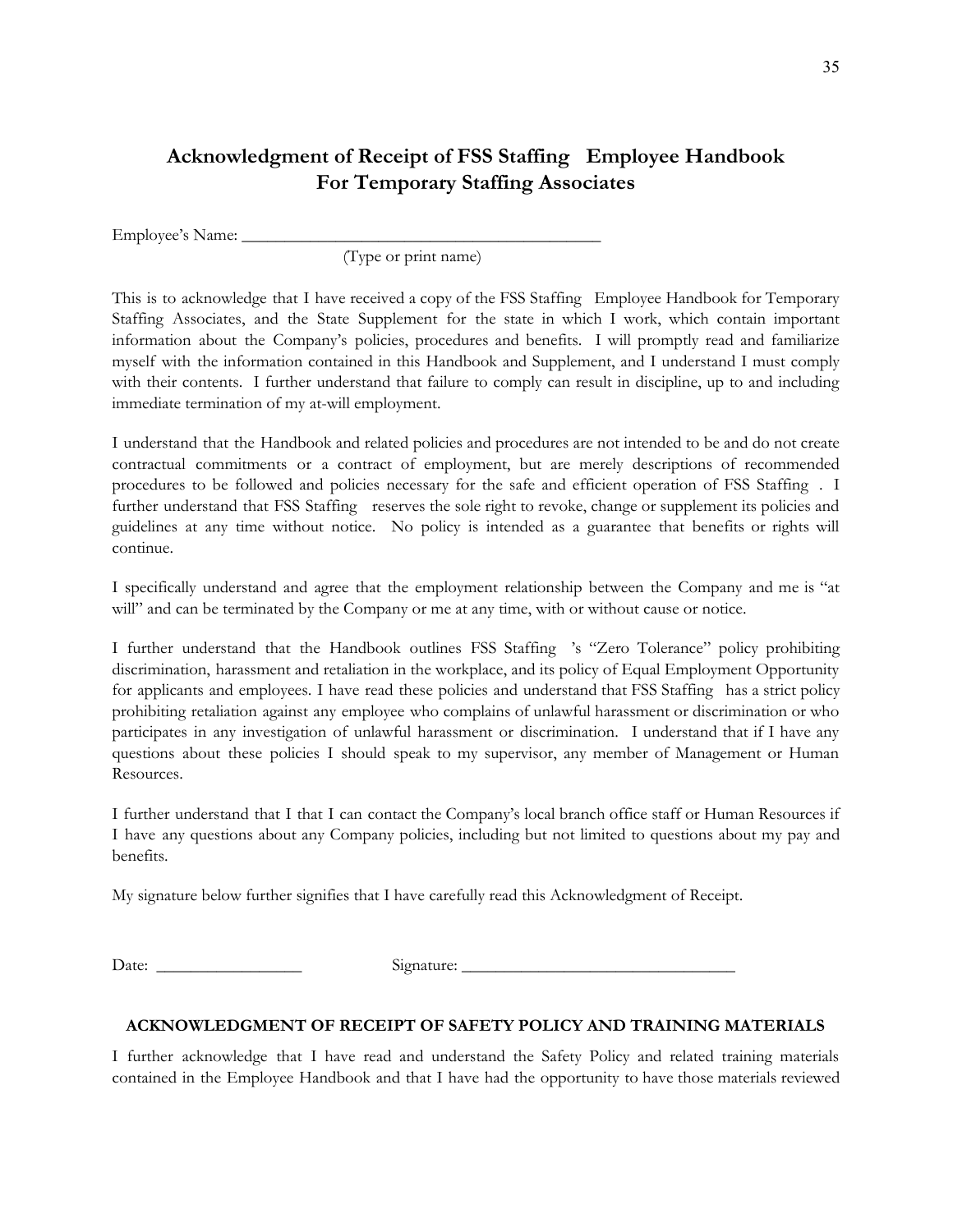## Acknowledgment of Receipt of FSS Staffing Employee Handbook For Temporary Staffing Associates

Employee's Name: ___________________________________________
(Type or print name)

This is to acknowledge that I have received a copy of the FSS Staffing Employee Handbook for Temporary Staffing Associates, and the State Supplement for the state in which I work, which contain important information about the Company's policies, procedures and benefits. I will promptly read and familiarize myself with the information contained in this Handbook and Supplement, and I understand I must comply with their contents. I further understand that failure to comply can result in discipline, up to and including immediate termination of my at-will employment.

I understand that the Handbook and related policies and procedures are not intended to be and do not create contractual commitments or a contract of employment, but are merely descriptions of recommended procedures to be followed and policies necessary for the safe and efficient operation of FSS Staffing . I further understand that FSS Staffing reserves the sole right to revoke, change or supplement its policies and guidelines at any time without notice. No policy is intended as a guarantee that benefits or rights will continue.

I specifically understand and agree that the employment relationship between the Company and me is "at will" and can be terminated by the Company or me at any time, with or without cause or notice.

I further understand that the Handbook outlines FSS Staffing 's "Zero Tolerance" policy prohibiting discrimination, harassment and retaliation in the workplace, and its policy of Equal Employment Opportunity for applicants and employees. I have read these policies and understand that FSS Staffing has a strict policy prohibiting retaliation against any employee who complains of unlawful harassment or discrimination or who participates in any investigation of unlawful harassment or discrimination. I understand that if I have any questions about these policies I should speak to my supervisor, any member of Management or Human Resources.

I further understand that I that I can contact the Company's local branch office staff or Human Resources if I have any questions about any Company policies, including but not limited to questions about my pay and benefits.

My signature below further signifies that I have carefully read this Acknowledgment of Receipt.

Date: _________________ Signature: _________________________________

### ACKNOWLEDGMENT OF RECEIPT OF SAFETY POLICY AND TRAINING MATERIALS

I further acknowledge that I have read and understand the Safety Policy and related training materials contained in the Employee Handbook and that I have had the opportunity to have those materials reviewed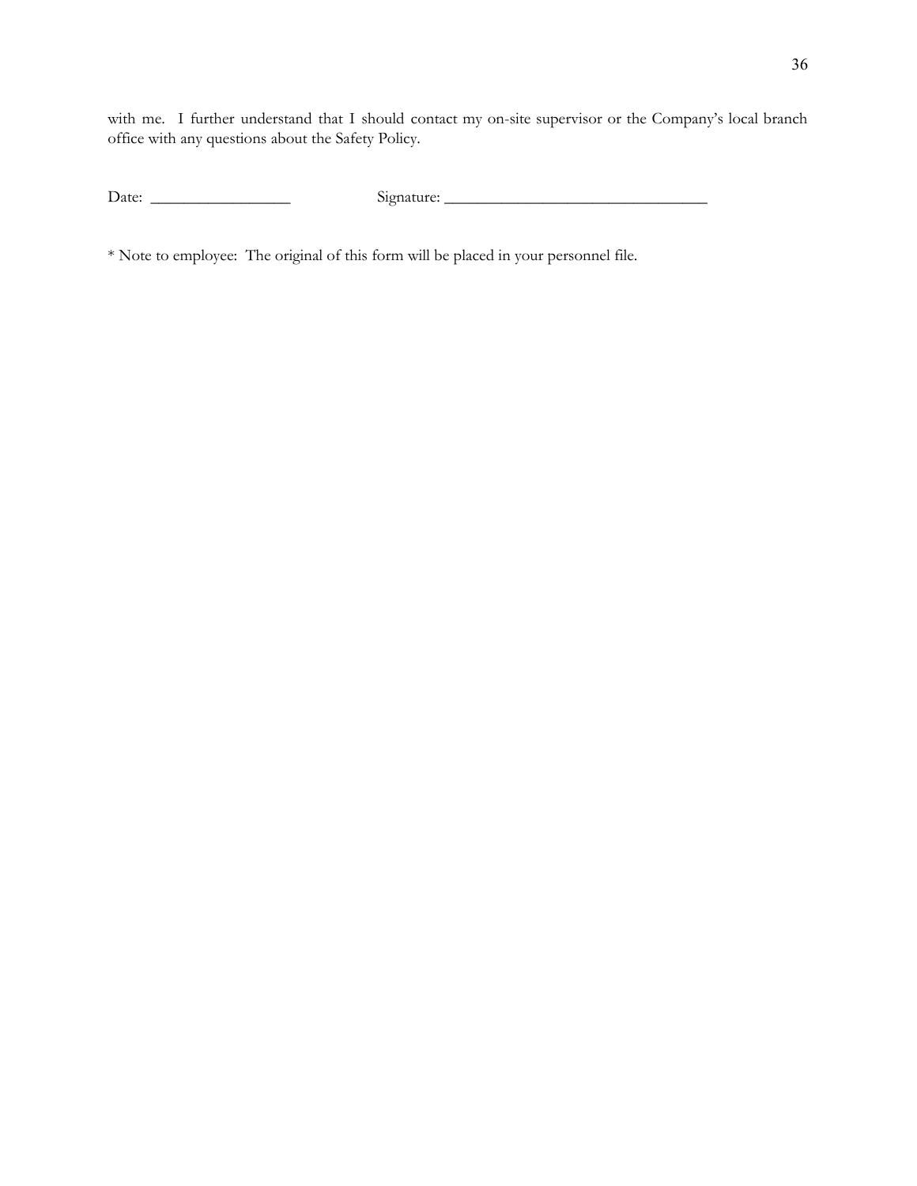with me. I further understand that I should contact my on-site supervisor or the Company's local branch office with any questions about the Safety Policy.

Date: _________________ Signature: _________________________________

* Note to employee: The original of this form will be placed in your personnel file.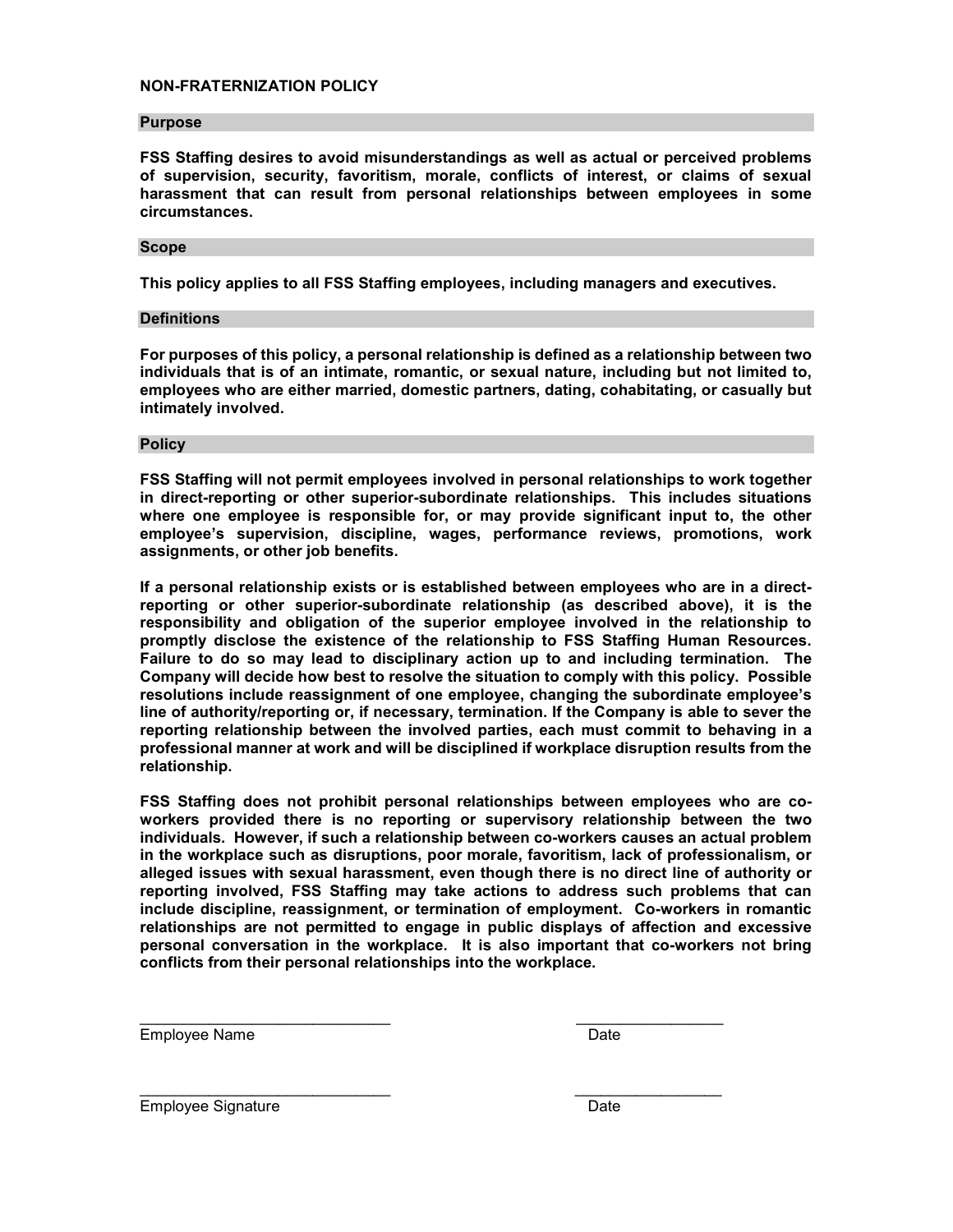## NON-FRATERNIZATION POLICY

### Purpose

**FSS Staffing desires to avoid misunderstandings as well as actual or perceived problems of supervision, security, favoritism, morale, conflicts of interest, or claims of sexual harassment that can result from personal relationships between employees in some circumstances.**

### Scope

**This policy applies to all FSS Staffing employees, including managers and executives.**

### Definitions

**For purposes of this policy, a personal relationship is defined as a relationship between two individuals that is of an intimate, romantic, or sexual nature, including but not limited to, employees who are either married, domestic partners, dating, cohabitating, or casually but intimately involved.**

### Policy

**FSS Staffing will not permit employees involved in personal relationships to work together in direct-reporting or other superior-subordinate relationships. This includes situations where one employee is responsible for, or may provide significant input to, the other employee's supervision, discipline, wages, performance reviews, promotions, work assignments, or other job benefits.**

**If a personal relationship exists or is established between employees who are in a direct-reporting or other superior-subordinate relationship (as described above), it is the responsibility and obligation of the superior employee involved in the relationship to promptly disclose the existence of the relationship to FSS Staffing Human Resources. Failure to do so may lead to disciplinary action up to and including termination. The Company will decide how best to resolve the situation to comply with this policy. Possible resolutions include reassignment of one employee, changing the subordinate employee's line of authority/reporting or, if necessary, termination. If the Company is able to sever the reporting relationship between the involved parties, each must commit to behaving in a professional manner at work and will be disciplined if workplace disruption results from the relationship.**

**FSS Staffing does not prohibit personal relationships between employees who are co-workers provided there is no reporting or supervisory relationship between the two individuals. However, if such a relationship between co-workers causes an actual problem in the workplace such as disruptions, poor morale, favoritism, lack of professionalism, or alleged issues with sexual harassment, even though there is no direct line of authority or reporting involved, FSS Staffing may take actions to address such problems that can include discipline, reassignment, or termination of employment. Co-workers in romantic relationships are not permitted to engage in public displays of affection and excessive personal conversation in the workplace. It is also important that co-workers not bring conflicts from their personal relationships into the workplace.**

______________________________ ____________________
Employee Name Date

______________________________ ____________________
Employee Signature Date